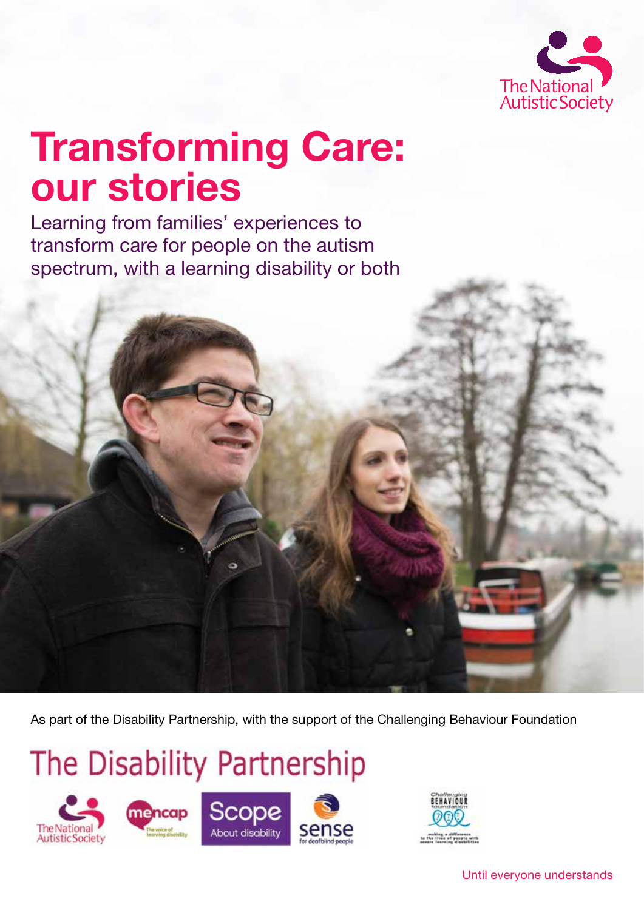The National Autistic Society

# Transforming Care: our stories

Learning from families' experiences to transform care for people on the autism spectrum, with a learning disability or both

As part of the Disability Partnership, with the support of the Challenging Behaviour Foundation

The Disability Partnership

The National Autistic Society

mencap The voice of learning disability

Scope About disability

sense for deafblind people

Challenging Behaviour foundation making a difference to the lives of people with severe learning disabilities

Until everyone understands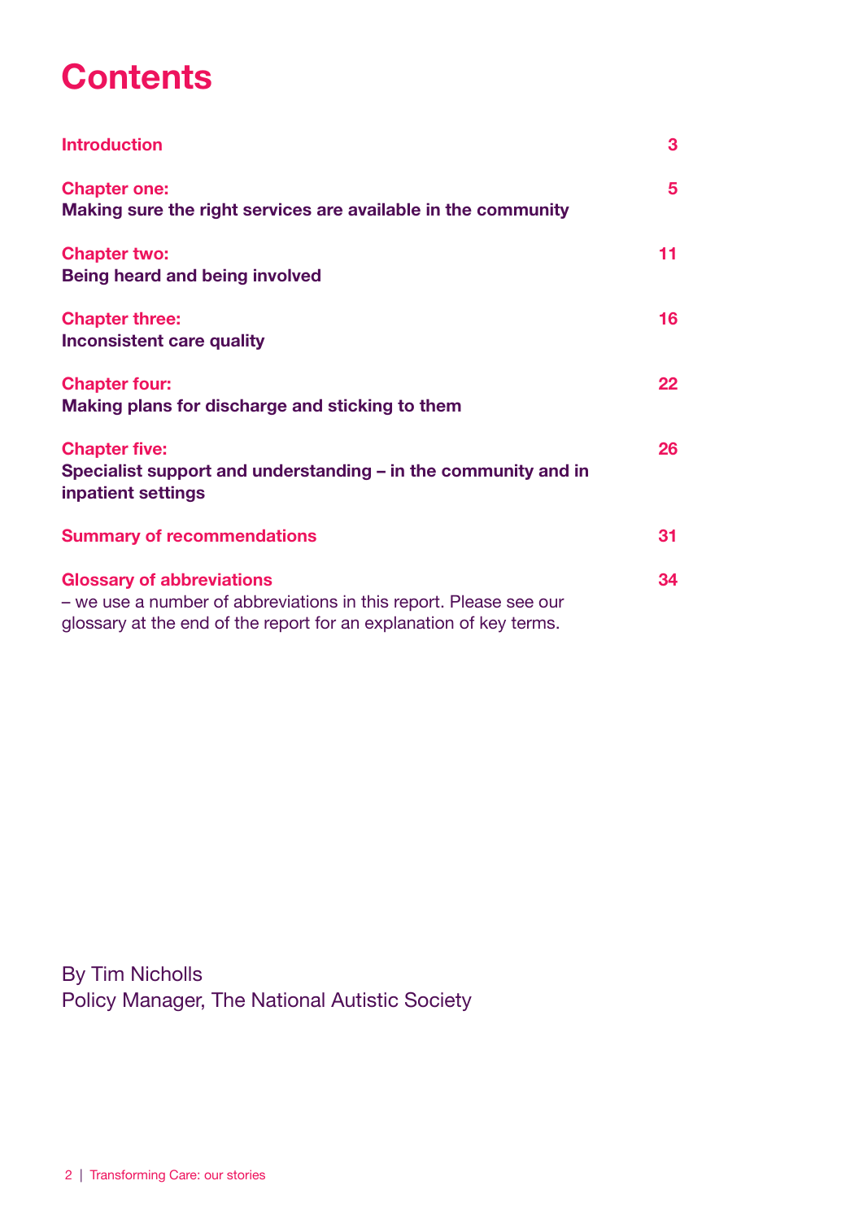# Contents

| | |
|---|---|
| **Introduction** | **3** |
| **Chapter one:** **Making sure the right services are available in the community** | **5** |
| **Chapter two:** **Being heard and being involved** | **11** |
| **Chapter three:** **Inconsistent care quality** | **16** |
| **Chapter four:** **Making plans for discharge and sticking to them** | **22** |
| **Chapter five:** **Specialist support and understanding – in the community and in inpatient settings** | **26** |
| **Summary of recommendations** | **31** |
| **Glossary of abbreviations** – we use a number of abbreviations in this report. Please see our glossary at the end of the report for an explanation of key terms. | **34** |

By Tim Nicholls
Policy Manager, The National Autistic Society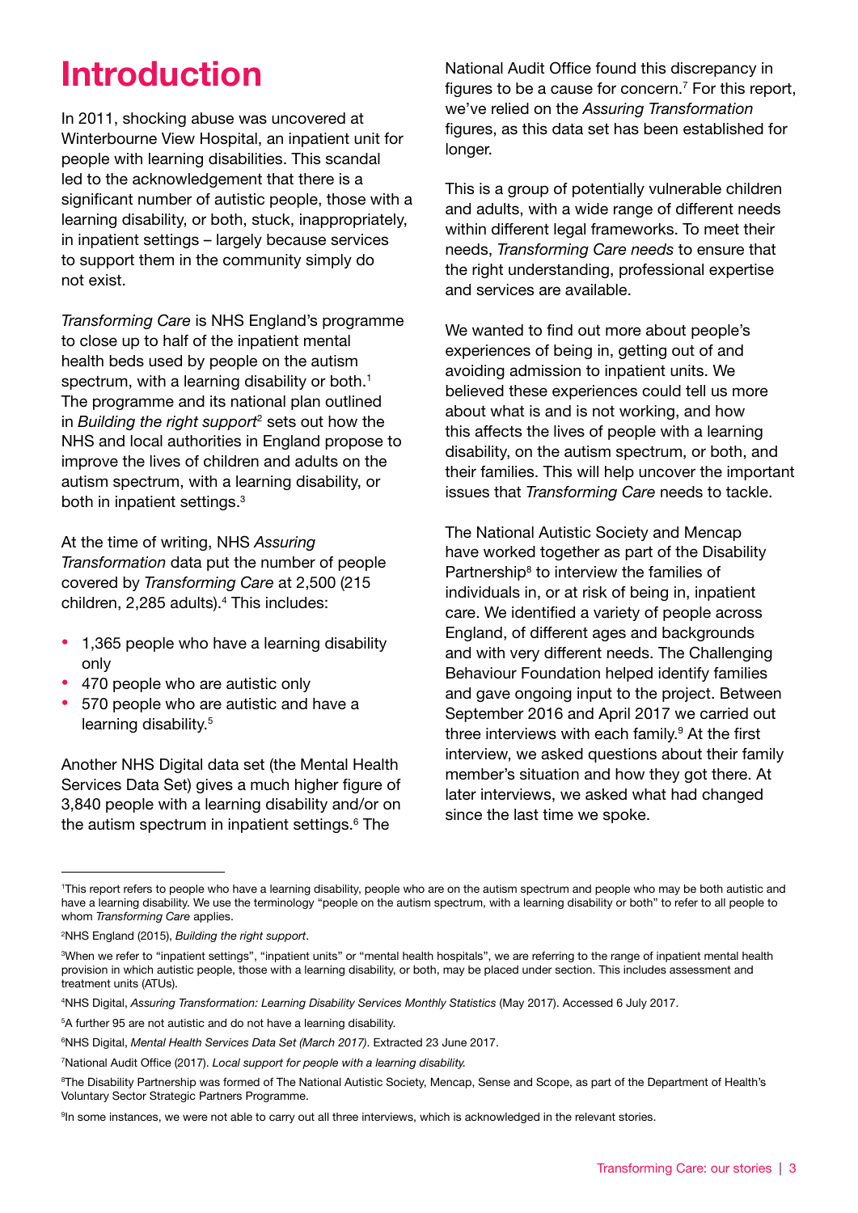# Introduction

In 2011, shocking abuse was uncovered at Winterbourne View Hospital, an inpatient unit for people with learning disabilities. This scandal led to the acknowledgement that there is a significant number of autistic people, those with a learning disability, or both, stuck, inappropriately, in inpatient settings – largely because services to support them in the community simply do not exist.

*Transforming Care* is NHS England's programme to close up to half of the inpatient mental health beds used by people on the autism spectrum, with a learning disability or both.[1] The programme and its national plan outlined in *Building the right support*[2] sets out how the NHS and local authorities in England propose to improve the lives of children and adults on the autism spectrum, with a learning disability, or both in inpatient settings.[3]

At the time of writing, NHS *Assuring Transformation* data put the number of people covered by *Transforming Care* at 2,500 (215 children, 2,285 adults).[4] This includes:

- 1,365 people who have a learning disability only
- 470 people who are autistic only
- 570 people who are autistic and have a learning disability.[5]

Another NHS Digital data set (the Mental Health Services Data Set) gives a much higher figure of 3,840 people with a learning disability and/or on the autism spectrum in inpatient settings.[6] The National Audit Office found this discrepancy in figures to be a cause for concern.[7] For this report, we've relied on the *Assuring Transformation* figures, as this data set has been established for longer.

This is a group of potentially vulnerable children and adults, with a wide range of different needs within different legal frameworks. To meet their needs, *Transforming Care needs* to ensure that the right understanding, professional expertise and services are available.

We wanted to find out more about people's experiences of being in, getting out of and avoiding admission to inpatient units. We believed these experiences could tell us more about what is and is not working, and how this affects the lives of people with a learning disability, on the autism spectrum, or both, and their families. This will help uncover the important issues that *Transforming Care* needs to tackle.

The National Autistic Society and Mencap have worked together as part of the Disability Partnership[8] to interview the families of individuals in, or at risk of being in, inpatient care. We identified a variety of people across England, of different ages and backgrounds and with very different needs. The Challenging Behaviour Foundation helped identify families and gave ongoing input to the project. Between September 2016 and April 2017 we carried out three interviews with each family.[9] At the first interview, we asked questions about their family member's situation and how they got there. At later interviews, we asked what had changed since the last time we spoke.

---

[1] This report refers to people who have a learning disability, people who are on the autism spectrum and people who may be both autistic and have a learning disability. We use the terminology "people on the autism spectrum, with a learning disability or both" to refer to all people to whom *Transforming Care* applies.

[2] NHS England (2015), *Building the right support*.

[3] When we refer to "inpatient settings", "inpatient units" or "mental health hospitals", we are referring to the range of inpatient mental health provision in which autistic people, those with a learning disability, or both, may be placed under section. This includes assessment and treatment units (ATUs).

[4] NHS Digital, *Assuring Transformation: Learning Disability Services Monthly Statistics* (May 2017). Accessed 6 July 2017.

[5] A further 95 are not autistic and do not have a learning disability.

[6] NHS Digital, *Mental Health Services Data Set (March 2017)*. Extracted 23 June 2017.

[7] National Audit Office (2017). *Local support for people with a learning disability.*

[8] The Disability Partnership was formed of The National Autistic Society, Mencap, Sense and Scope, as part of the Department of Health's Voluntary Sector Strategic Partners Programme.

[9] In some instances, we were not able to carry out all three interviews, which is acknowledged in the relevant stories.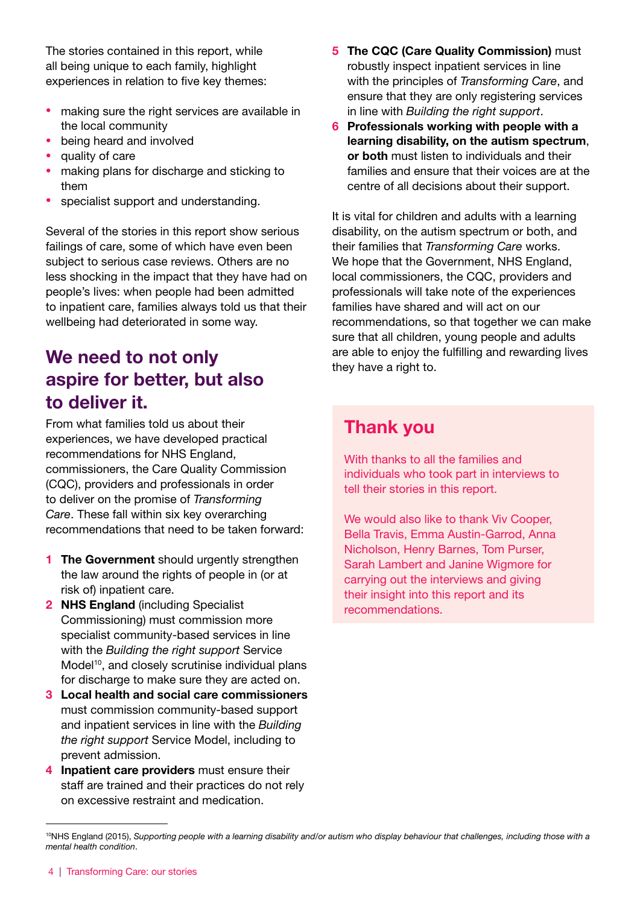The stories contained in this report, while all being unique to each family, highlight experiences in relation to five key themes:

- making sure the right services are available in the local community
- being heard and involved
- quality of care
- making plans for discharge and sticking to them
- specialist support and understanding.

Several of the stories in this report show serious failings of care, some of which have even been subject to serious case reviews. Others are no less shocking in the impact that they have had on people's lives: when people had been admitted to inpatient care, families always told us that their wellbeing had deteriorated in some way.

## We need to not only aspire for better, but also to deliver it.

From what families told us about their experiences, we have developed practical recommendations for NHS England, commissioners, the Care Quality Commission (CQC), providers and professionals in order to deliver on the promise of *Transforming Care*. These fall within six key overarching recommendations that need to be taken forward:

1. **The Government** should urgently strengthen the law around the rights of people in (or at risk of) inpatient care.
2. **NHS England** (including Specialist Commissioning) must commission more specialist community-based services in line with the *Building the right support* Service Model[10], and closely scrutinise individual plans for discharge to make sure they are acted on.
3. **Local health and social care commissioners** must commission community-based support and inpatient services in line with the *Building the right support* Service Model, including to prevent admission.
4. **Inpatient care providers** must ensure their staff are trained and their practices do not rely on excessive restraint and medication.
5. **The CQC (Care Quality Commission)** must robustly inspect inpatient services in line with the principles of *Transforming Care*, and ensure that they are only registering services in line with *Building the right support*.
6. **Professionals working with people with a learning disability, on the autism spectrum, or both** must listen to individuals and their families and ensure that their voices are at the centre of all decisions about their support.

It is vital for children and adults with a learning disability, on the autism spectrum or both, and their families that *Transforming Care* works. We hope that the Government, NHS England, local commissioners, the CQC, providers and professionals will take note of the experiences families have shared and will act on our recommendations, so that together we can make sure that all children, young people and adults are able to enjoy the fulfilling and rewarding lives they have a right to.

## Thank you

With thanks to all the families and individuals who took part in interviews to tell their stories in this report.

We would also like to thank Viv Cooper, Bella Travis, Emma Austin-Garrod, Anna Nicholson, Henry Barnes, Tom Purser, Sarah Lambert and Janine Wigmore for carrying out the interviews and giving their insight into this report and its recommendations.

---

[10] NHS England (2015), *Supporting people with a learning disability and/or autism who display behaviour that challenges, including those with a mental health condition*.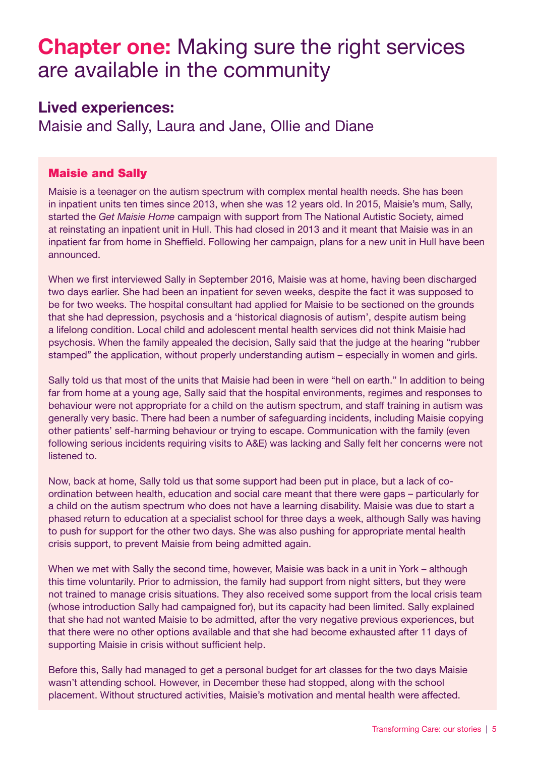# **Chapter one:** Making sure the right services are available in the community

## Lived experiences:

Maisie and Sally, Laura and Jane, Ollie and Diane

### Maisie and Sally

Maisie is a teenager on the autism spectrum with complex mental health needs. She has been in inpatient units ten times since 2013, when she was 12 years old. In 2015, Maisie's mum, Sally, started the *Get Maisie Home* campaign with support from The National Autistic Society, aimed at reinstating an inpatient unit in Hull. This had closed in 2013 and it meant that Maisie was in an inpatient far from home in Sheffield. Following her campaign, plans for a new unit in Hull have been announced.

When we first interviewed Sally in September 2016, Maisie was at home, having been discharged two days earlier. She had been an inpatient for seven weeks, despite the fact it was supposed to be for two weeks. The hospital consultant had applied for Maisie to be sectioned on the grounds that she had depression, psychosis and a 'historical diagnosis of autism', despite autism being a lifelong condition. Local child and adolescent mental health services did not think Maisie had psychosis. When the family appealed the decision, Sally said that the judge at the hearing "rubber stamped" the application, without properly understanding autism – especially in women and girls.

Sally told us that most of the units that Maisie had been in were "hell on earth." In addition to being far from home at a young age, Sally said that the hospital environments, regimes and responses to behaviour were not appropriate for a child on the autism spectrum, and staff training in autism was generally very basic. There had been a number of safeguarding incidents, including Maisie copying other patients' self-harming behaviour or trying to escape. Communication with the family (even following serious incidents requiring visits to A&E) was lacking and Sally felt her concerns were not listened to.

Now, back at home, Sally told us that some support had been put in place, but a lack of co-ordination between health, education and social care meant that there were gaps – particularly for a child on the autism spectrum who does not have a learning disability. Maisie was due to start a phased return to education at a specialist school for three days a week, although Sally was having to push for support for the other two days. She was also pushing for appropriate mental health crisis support, to prevent Maisie from being admitted again.

When we met with Sally the second time, however, Maisie was back in a unit in York – although this time voluntarily. Prior to admission, the family had support from night sitters, but they were not trained to manage crisis situations. They also received some support from the local crisis team (whose introduction Sally had campaigned for), but its capacity had been limited. Sally explained that she had not wanted Maisie to be admitted, after the very negative previous experiences, but that there were no other options available and that she had become exhausted after 11 days of supporting Maisie in crisis without sufficient help.

Before this, Sally had managed to get a personal budget for art classes for the two days Maisie wasn't attending school. However, in December these had stopped, along with the school placement. Without structured activities, Maisie's motivation and mental health were affected.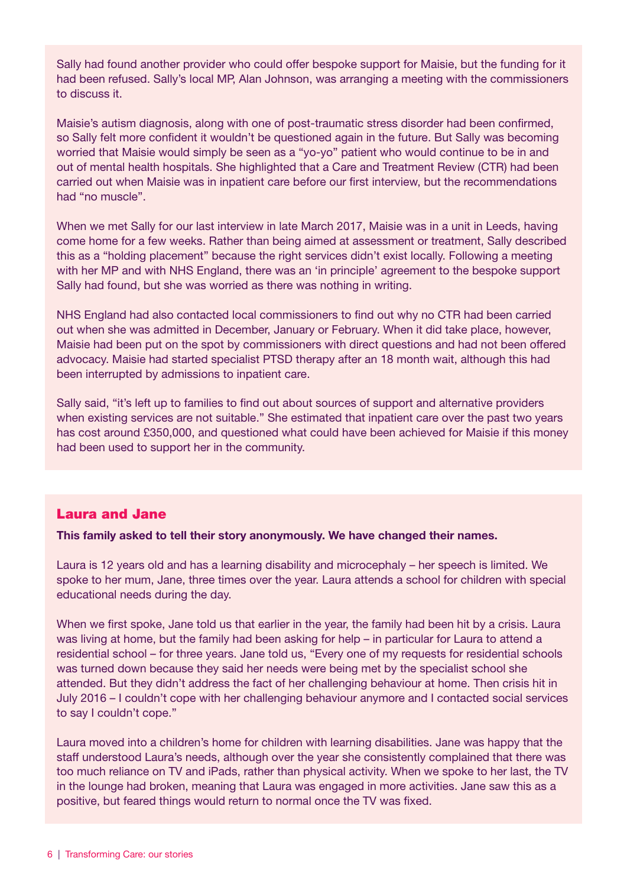Sally had found another provider who could offer bespoke support for Maisie, but the funding for it had been refused. Sally's local MP, Alan Johnson, was arranging a meeting with the commissioners to discuss it.

Maisie's autism diagnosis, along with one of post-traumatic stress disorder had been confirmed, so Sally felt more confident it wouldn't be questioned again in the future. But Sally was becoming worried that Maisie would simply be seen as a "yo-yo" patient who would continue to be in and out of mental health hospitals. She highlighted that a Care and Treatment Review (CTR) had been carried out when Maisie was in inpatient care before our first interview, but the recommendations had "no muscle".

When we met Sally for our last interview in late March 2017, Maisie was in a unit in Leeds, having come home for a few weeks. Rather than being aimed at assessment or treatment, Sally described this as a "holding placement" because the right services didn't exist locally. Following a meeting with her MP and with NHS England, there was an 'in principle' agreement to the bespoke support Sally had found, but she was worried as there was nothing in writing.

NHS England had also contacted local commissioners to find out why no CTR had been carried out when she was admitted in December, January or February. When it did take place, however, Maisie had been put on the spot by commissioners with direct questions and had not been offered advocacy. Maisie had started specialist PTSD therapy after an 18 month wait, although this had been interrupted by admissions to inpatient care.

Sally said, "it's left up to families to find out about sources of support and alternative providers when existing services are not suitable." She estimated that inpatient care over the past two years has cost around £350,000, and questioned what could have been achieved for Maisie if this money had been used to support her in the community.

## Laura and Jane

**This family asked to tell their story anonymously. We have changed their names.**

Laura is 12 years old and has a learning disability and microcephaly – her speech is limited. We spoke to her mum, Jane, three times over the year. Laura attends a school for children with special educational needs during the day.

When we first spoke, Jane told us that earlier in the year, the family had been hit by a crisis. Laura was living at home, but the family had been asking for help – in particular for Laura to attend a residential school – for three years. Jane told us, "Every one of my requests for residential schools was turned down because they said her needs were being met by the specialist school she attended. But they didn't address the fact of her challenging behaviour at home. Then crisis hit in July 2016 – I couldn't cope with her challenging behaviour anymore and I contacted social services to say I couldn't cope."

Laura moved into a children's home for children with learning disabilities. Jane was happy that the staff understood Laura's needs, although over the year she consistently complained that there was too much reliance on TV and iPads, rather than physical activity. When we spoke to her last, the TV in the lounge had broken, meaning that Laura was engaged in more activities. Jane saw this as a positive, but feared things would return to normal once the TV was fixed.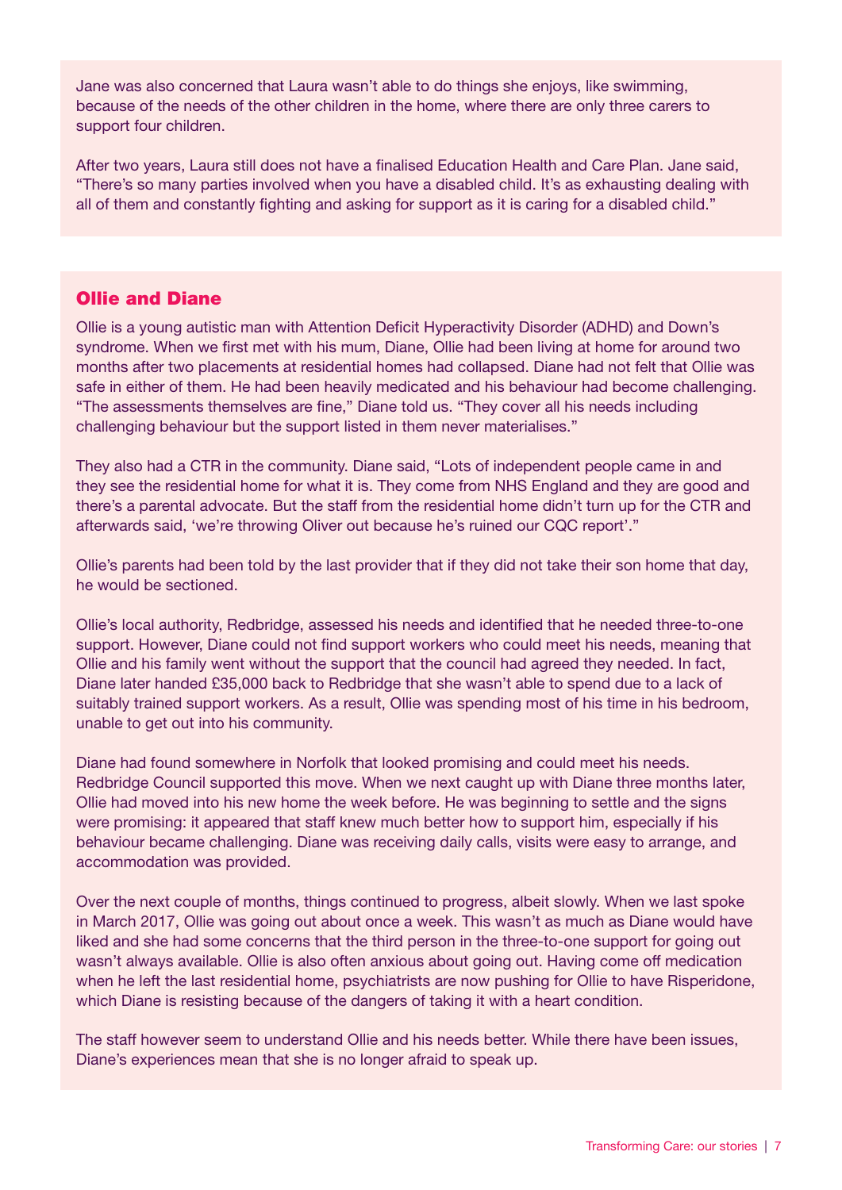Jane was also concerned that Laura wasn't able to do things she enjoys, like swimming, because of the needs of the other children in the home, where there are only three carers to support four children.

After two years, Laura still does not have a finalised Education Health and Care Plan. Jane said, "There's so many parties involved when you have a disabled child. It's as exhausting dealing with all of them and constantly fighting and asking for support as it is caring for a disabled child."

## Ollie and Diane

Ollie is a young autistic man with Attention Deficit Hyperactivity Disorder (ADHD) and Down's syndrome. When we first met with his mum, Diane, Ollie had been living at home for around two months after two placements at residential homes had collapsed. Diane had not felt that Ollie was safe in either of them. He had been heavily medicated and his behaviour had become challenging. "The assessments themselves are fine," Diane told us. "They cover all his needs including challenging behaviour but the support listed in them never materialises."

They also had a CTR in the community. Diane said, "Lots of independent people came in and they see the residential home for what it is. They come from NHS England and they are good and there's a parental advocate. But the staff from the residential home didn't turn up for the CTR and afterwards said, 'we're throwing Oliver out because he's ruined our CQC report'."

Ollie's parents had been told by the last provider that if they did not take their son home that day, he would be sectioned.

Ollie's local authority, Redbridge, assessed his needs and identified that he needed three-to-one support. However, Diane could not find support workers who could meet his needs, meaning that Ollie and his family went without the support that the council had agreed they needed. In fact, Diane later handed £35,000 back to Redbridge that she wasn't able to spend due to a lack of suitably trained support workers. As a result, Ollie was spending most of his time in his bedroom, unable to get out into his community.

Diane had found somewhere in Norfolk that looked promising and could meet his needs. Redbridge Council supported this move. When we next caught up with Diane three months later, Ollie had moved into his new home the week before. He was beginning to settle and the signs were promising: it appeared that staff knew much better how to support him, especially if his behaviour became challenging. Diane was receiving daily calls, visits were easy to arrange, and accommodation was provided.

Over the next couple of months, things continued to progress, albeit slowly. When we last spoke in March 2017, Ollie was going out about once a week. This wasn't as much as Diane would have liked and she had some concerns that the third person in the three-to-one support for going out wasn't always available. Ollie is also often anxious about going out. Having come off medication when he left the last residential home, psychiatrists are now pushing for Ollie to have Risperidone, which Diane is resisting because of the dangers of taking it with a heart condition.

The staff however seem to understand Ollie and his needs better. While there have been issues, Diane's experiences mean that she is no longer afraid to speak up.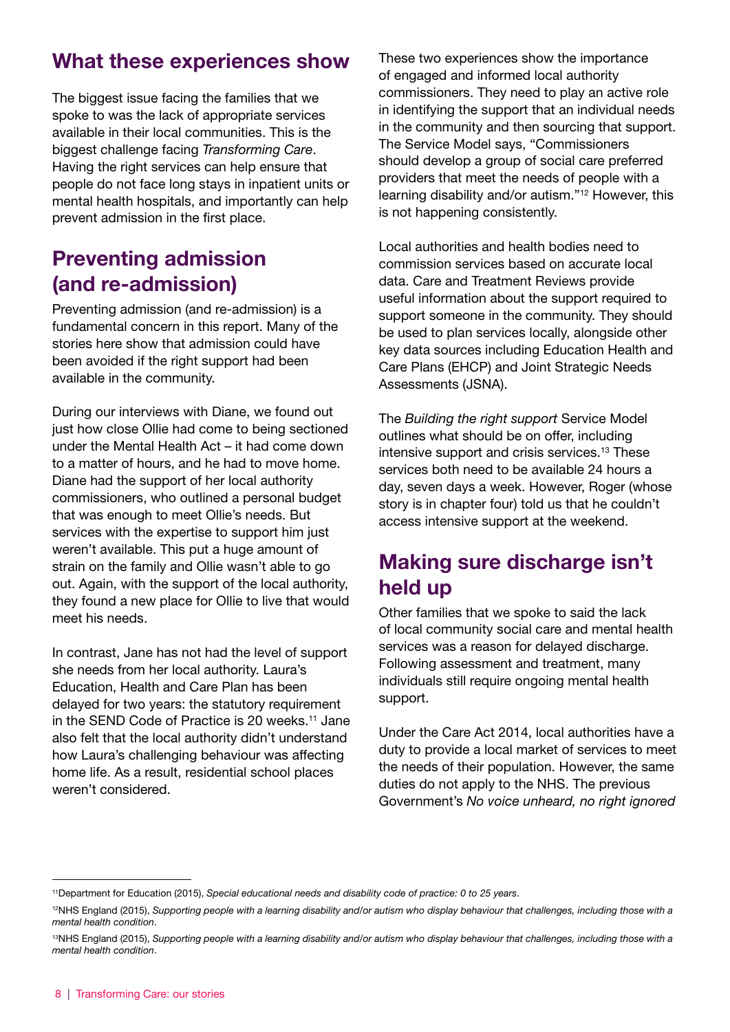## What these experiences show

The biggest issue facing the families that we spoke to was the lack of appropriate services available in their local communities. This is the biggest challenge facing *Transforming Care*. Having the right services can help ensure that people do not face long stays in inpatient units or mental health hospitals, and importantly can help prevent admission in the first place.

## Preventing admission (and re-admission)

Preventing admission (and re-admission) is a fundamental concern in this report. Many of the stories here show that admission could have been avoided if the right support had been available in the community.

During our interviews with Diane, we found out just how close Ollie had come to being sectioned under the Mental Health Act – it had come down to a matter of hours, and he had to move home. Diane had the support of her local authority commissioners, who outlined a personal budget that was enough to meet Ollie's needs. But services with the expertise to support him just weren't available. This put a huge amount of strain on the family and Ollie wasn't able to go out. Again, with the support of the local authority, they found a new place for Ollie to live that would meet his needs.

In contrast, Jane has not had the level of support she needs from her local authority. Laura's Education, Health and Care Plan has been delayed for two years: the statutory requirement in the SEND Code of Practice is 20 weeks.[11] Jane also felt that the local authority didn't understand how Laura's challenging behaviour was affecting home life. As a result, residential school places weren't considered.

These two experiences show the importance of engaged and informed local authority commissioners. They need to play an active role in identifying the support that an individual needs in the community and then sourcing that support. The Service Model says, "Commissioners should develop a group of social care preferred providers that meet the needs of people with a learning disability and/or autism."[12] However, this is not happening consistently.

Local authorities and health bodies need to commission services based on accurate local data. Care and Treatment Reviews provide useful information about the support required to support someone in the community. They should be used to plan services locally, alongside other key data sources including Education Health and Care Plans (EHCP) and Joint Strategic Needs Assessments (JSNA).

The *Building the right support* Service Model outlines what should be on offer, including intensive support and crisis services.[13] These services both need to be available 24 hours a day, seven days a week. However, Roger (whose story is in chapter four) told us that he couldn't access intensive support at the weekend.

## Making sure discharge isn't held up

Other families that we spoke to said the lack of local community social care and mental health services was a reason for delayed discharge. Following assessment and treatment, many individuals still require ongoing mental health support.

Under the Care Act 2014, local authorities have a duty to provide a local market of services to meet the needs of their population. However, the same duties do not apply to the NHS. The previous Government's *No voice unheard, no right ignored*

---

[11] Department for Education (2015), *Special educational needs and disability code of practice: 0 to 25 years*.

[12] NHS England (2015), *Supporting people with a learning disability and/or autism who display behaviour that challenges, including those with a mental health condition*.

[13] NHS England (2015), *Supporting people with a learning disability and/or autism who display behaviour that challenges, including those with a mental health condition*.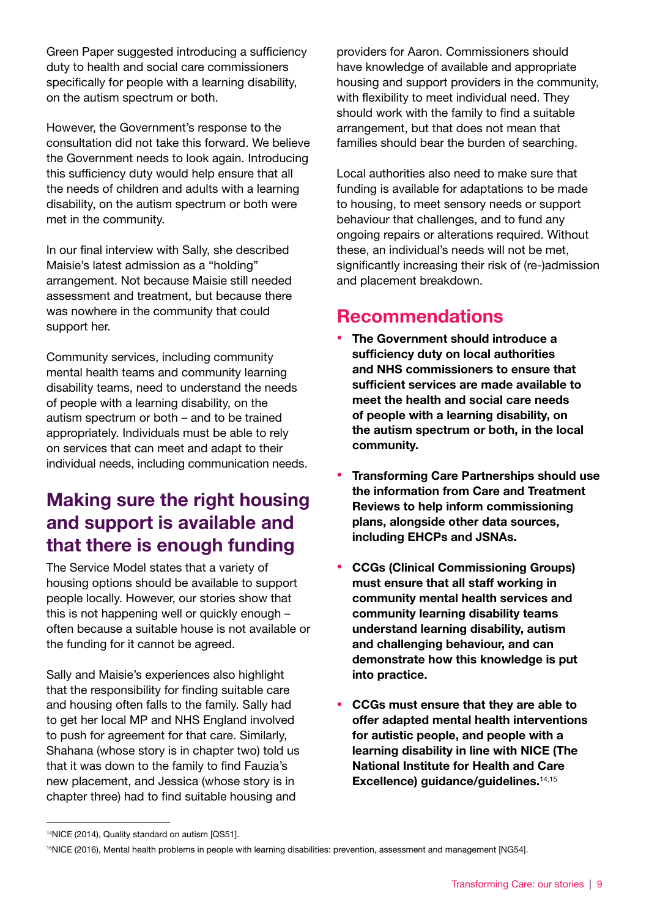Green Paper suggested introducing a sufficiency duty to health and social care commissioners specifically for people with a learning disability, on the autism spectrum or both.

However, the Government's response to the consultation did not take this forward. We believe the Government needs to look again. Introducing this sufficiency duty would help ensure that all the needs of children and adults with a learning disability, on the autism spectrum or both were met in the community.

In our final interview with Sally, she described Maisie's latest admission as a "holding" arrangement. Not because Maisie still needed assessment and treatment, but because there was nowhere in the community that could support her.

Community services, including community mental health teams and community learning disability teams, need to understand the needs of people with a learning disability, on the autism spectrum or both – and to be trained appropriately. Individuals must be able to rely on services that can meet and adapt to their individual needs, including communication needs.

## Making sure the right housing and support is available and that there is enough funding

The Service Model states that a variety of housing options should be available to support people locally. However, our stories show that this is not happening well or quickly enough – often because a suitable house is not available or the funding for it cannot be agreed.

Sally and Maisie's experiences also highlight that the responsibility for finding suitable care and housing often falls to the family. Sally had to get her local MP and NHS England involved to push for agreement for that care. Similarly, Shahana (whose story is in chapter two) told us that it was down to the family to find Fauzia's new placement, and Jessica (whose story is in chapter three) had to find suitable housing and providers for Aaron. Commissioners should have knowledge of available and appropriate housing and support providers in the community, with flexibility to meet individual need. They should work with the family to find a suitable arrangement, but that does not mean that families should bear the burden of searching.

Local authorities also need to make sure that funding is available for adaptations to be made to housing, to meet sensory needs or support behaviour that challenges, and to fund any ongoing repairs or alterations required. Without these, an individual's needs will not be met, significantly increasing their risk of (re-)admission and placement breakdown.

## Recommendations

- **The Government should introduce a sufficiency duty on local authorities and NHS commissioners to ensure that sufficient services are made available to meet the health and social care needs of people with a learning disability, on the autism spectrum or both, in the local community.**
- **Transforming Care Partnerships should use the information from Care and Treatment Reviews to help inform commissioning plans, alongside other data sources, including EHCPs and JSNAs.**
- **CCGs (Clinical Commissioning Groups) must ensure that all staff working in community mental health services and community learning disability teams understand learning disability, autism and challenging behaviour, and can demonstrate how this knowledge is put into practice.**
- **CCGs must ensure that they are able to offer adapted mental health interventions for autistic people, and people with a learning disability in line with NICE (The National Institute for Health and Care Excellence) guidance/guidelines.**[14,15]

[14] NICE (2014), Quality standard on autism [QS51].

[15] NICE (2016), Mental health problems in people with learning disabilities: prevention, assessment and management [NG54].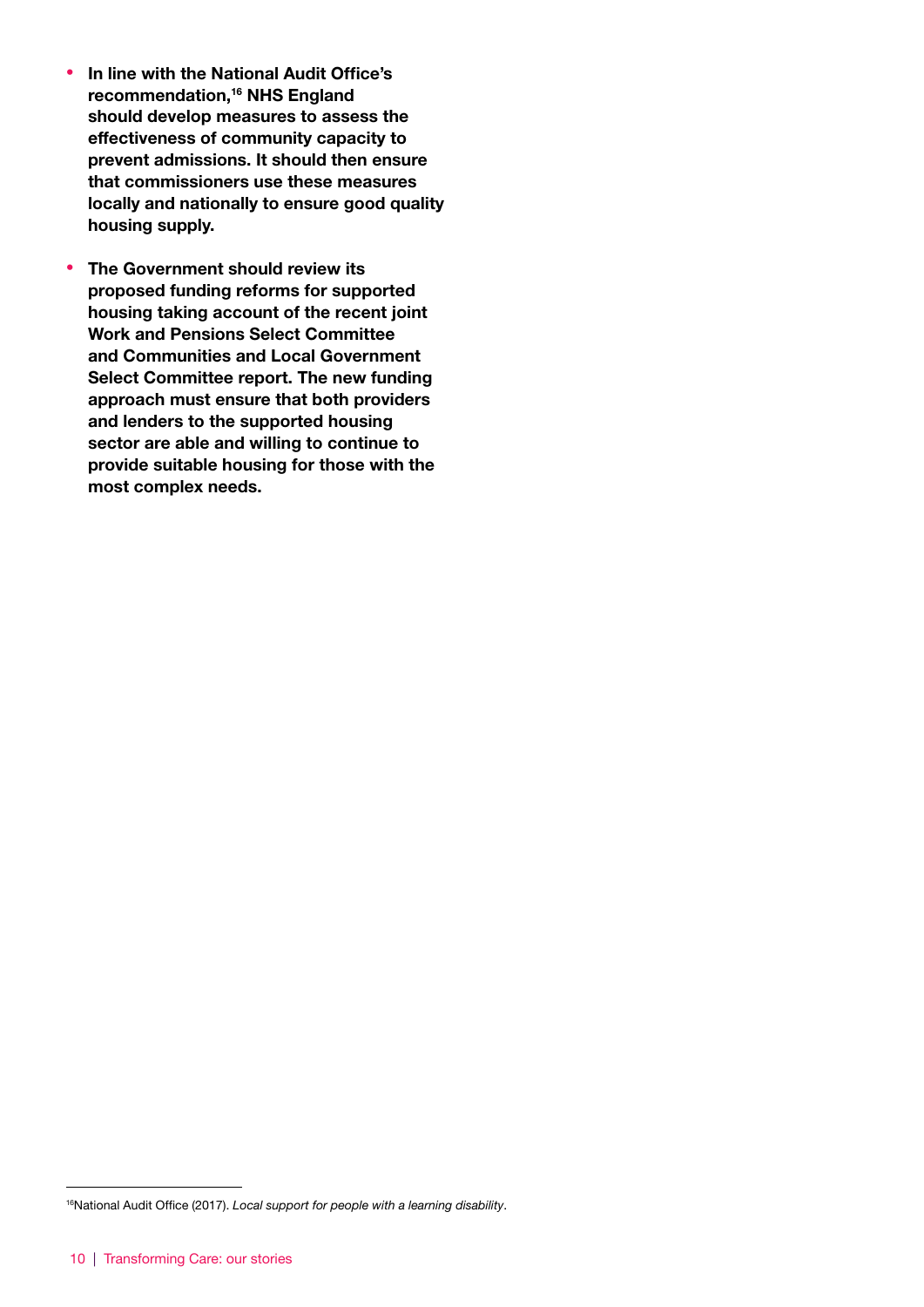- **In line with the National Audit Office's recommendation,[16] NHS England should develop measures to assess the effectiveness of community capacity to prevent admissions. It should then ensure that commissioners use these measures locally and nationally to ensure good quality housing supply.**

- **The Government should review its proposed funding reforms for supported housing taking account of the recent joint Work and Pensions Select Committee and Communities and Local Government Select Committee report. The new funding approach must ensure that both providers and lenders to the supported housing sector are able and willing to continue to provide suitable housing for those with the most complex needs.**

---

[16]National Audit Office (2017). *Local support for people with a learning disability*.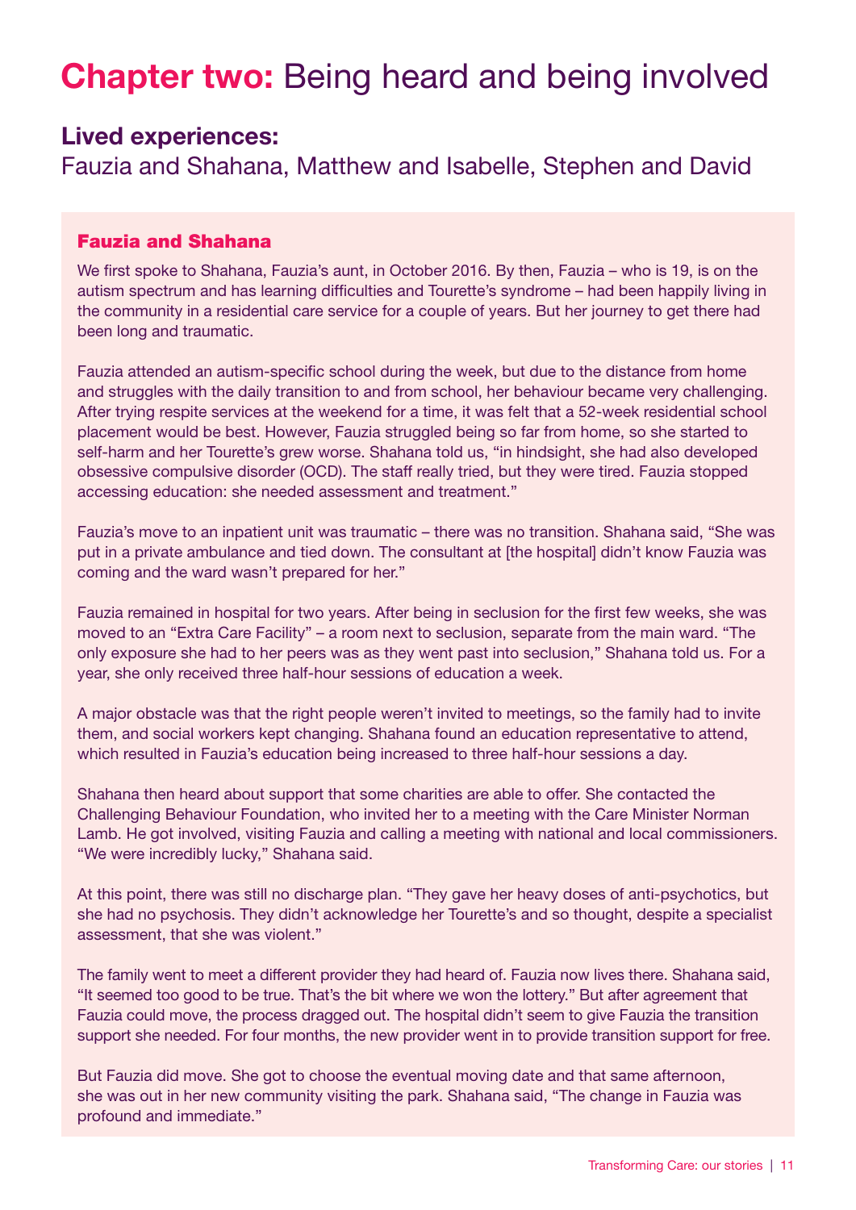# Chapter two: Being heard and being involved

## Lived experiences:

Fauzia and Shahana, Matthew and Isabelle, Stephen and David

### Fauzia and Shahana

We first spoke to Shahana, Fauzia's aunt, in October 2016. By then, Fauzia – who is 19, is on the autism spectrum and has learning difficulties and Tourette's syndrome – had been happily living in the community in a residential care service for a couple of years. But her journey to get there had been long and traumatic.

Fauzia attended an autism-specific school during the week, but due to the distance from home and struggles with the daily transition to and from school, her behaviour became very challenging. After trying respite services at the weekend for a time, it was felt that a 52-week residential school placement would be best. However, Fauzia struggled being so far from home, so she started to self-harm and her Tourette's grew worse. Shahana told us, "in hindsight, she had also developed obsessive compulsive disorder (OCD). The staff really tried, but they were tired. Fauzia stopped accessing education: she needed assessment and treatment."

Fauzia's move to an inpatient unit was traumatic – there was no transition. Shahana said, "She was put in a private ambulance and tied down. The consultant at [the hospital] didn't know Fauzia was coming and the ward wasn't prepared for her."

Fauzia remained in hospital for two years. After being in seclusion for the first few weeks, she was moved to an "Extra Care Facility" – a room next to seclusion, separate from the main ward. "The only exposure she had to her peers was as they went past into seclusion," Shahana told us. For a year, she only received three half-hour sessions of education a week.

A major obstacle was that the right people weren't invited to meetings, so the family had to invite them, and social workers kept changing. Shahana found an education representative to attend, which resulted in Fauzia's education being increased to three half-hour sessions a day.

Shahana then heard about support that some charities are able to offer. She contacted the Challenging Behaviour Foundation, who invited her to a meeting with the Care Minister Norman Lamb. He got involved, visiting Fauzia and calling a meeting with national and local commissioners. "We were incredibly lucky," Shahana said.

At this point, there was still no discharge plan. "They gave her heavy doses of anti-psychotics, but she had no psychosis. They didn't acknowledge her Tourette's and so thought, despite a specialist assessment, that she was violent."

The family went to meet a different provider they had heard of. Fauzia now lives there. Shahana said, "It seemed too good to be true. That's the bit where we won the lottery." But after agreement that Fauzia could move, the process dragged out. The hospital didn't seem to give Fauzia the transition support she needed. For four months, the new provider went in to provide transition support for free.

But Fauzia did move. She got to choose the eventual moving date and that same afternoon, she was out in her new community visiting the park. Shahana said, "The change in Fauzia was profound and immediate."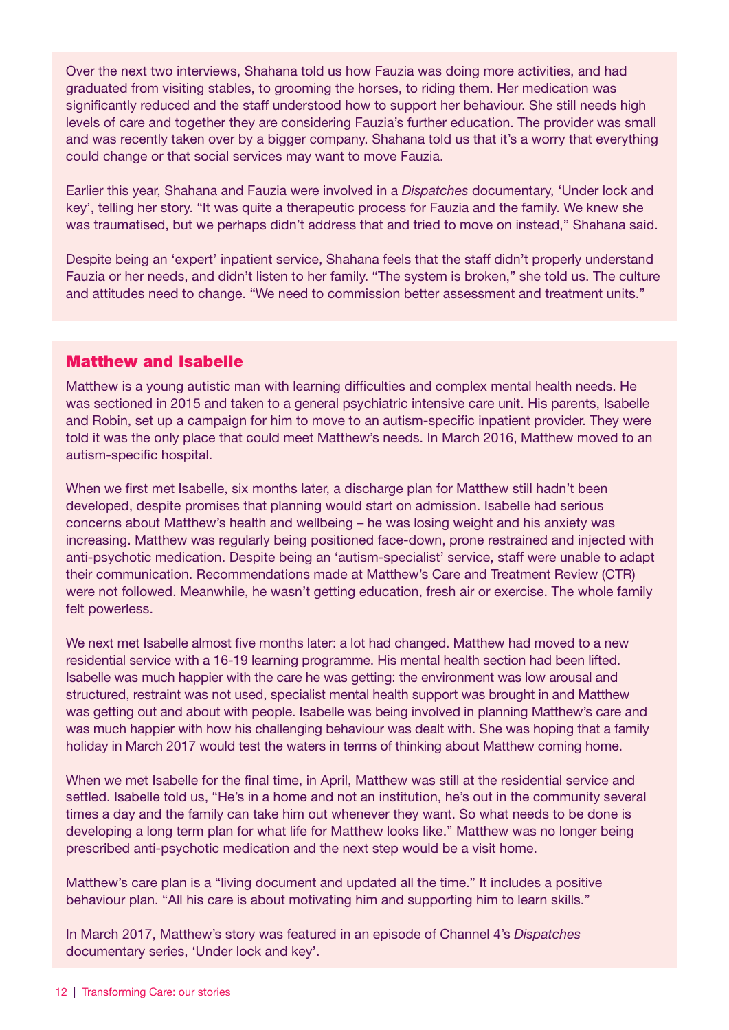Over the next two interviews, Shahana told us how Fauzia was doing more activities, and had graduated from visiting stables, to grooming the horses, to riding them. Her medication was significantly reduced and the staff understood how to support her behaviour. She still needs high levels of care and together they are considering Fauzia's further education. The provider was small and was recently taken over by a bigger company. Shahana told us that it's a worry that everything could change or that social services may want to move Fauzia.

Earlier this year, Shahana and Fauzia were involved in a *Dispatches* documentary, 'Under lock and key', telling her story. "It was quite a therapeutic process for Fauzia and the family. We knew she was traumatised, but we perhaps didn't address that and tried to move on instead," Shahana said.

Despite being an 'expert' inpatient service, Shahana feels that the staff didn't properly understand Fauzia or her needs, and didn't listen to her family. "The system is broken," she told us. The culture and attitudes need to change. "We need to commission better assessment and treatment units."

## Matthew and Isabelle

Matthew is a young autistic man with learning difficulties and complex mental health needs. He was sectioned in 2015 and taken to a general psychiatric intensive care unit. His parents, Isabelle and Robin, set up a campaign for him to move to an autism-specific inpatient provider. They were told it was the only place that could meet Matthew's needs. In March 2016, Matthew moved to an autism-specific hospital.

When we first met Isabelle, six months later, a discharge plan for Matthew still hadn't been developed, despite promises that planning would start on admission. Isabelle had serious concerns about Matthew's health and wellbeing – he was losing weight and his anxiety was increasing. Matthew was regularly being positioned face-down, prone restrained and injected with anti-psychotic medication. Despite being an 'autism-specialist' service, staff were unable to adapt their communication. Recommendations made at Matthew's Care and Treatment Review (CTR) were not followed. Meanwhile, he wasn't getting education, fresh air or exercise. The whole family felt powerless.

We next met Isabelle almost five months later: a lot had changed. Matthew had moved to a new residential service with a 16-19 learning programme. His mental health section had been lifted. Isabelle was much happier with the care he was getting: the environment was low arousal and structured, restraint was not used, specialist mental health support was brought in and Matthew was getting out and about with people. Isabelle was being involved in planning Matthew's care and was much happier with how his challenging behaviour was dealt with. She was hoping that a family holiday in March 2017 would test the waters in terms of thinking about Matthew coming home.

When we met Isabelle for the final time, in April, Matthew was still at the residential service and settled. Isabelle told us, "He's in a home and not an institution, he's out in the community several times a day and the family can take him out whenever they want. So what needs to be done is developing a long term plan for what life for Matthew looks like." Matthew was no longer being prescribed anti-psychotic medication and the next step would be a visit home.

Matthew's care plan is a "living document and updated all the time." It includes a positive behaviour plan. "All his care is about motivating him and supporting him to learn skills."

In March 2017, Matthew's story was featured in an episode of Channel 4's *Dispatches* documentary series, 'Under lock and key'.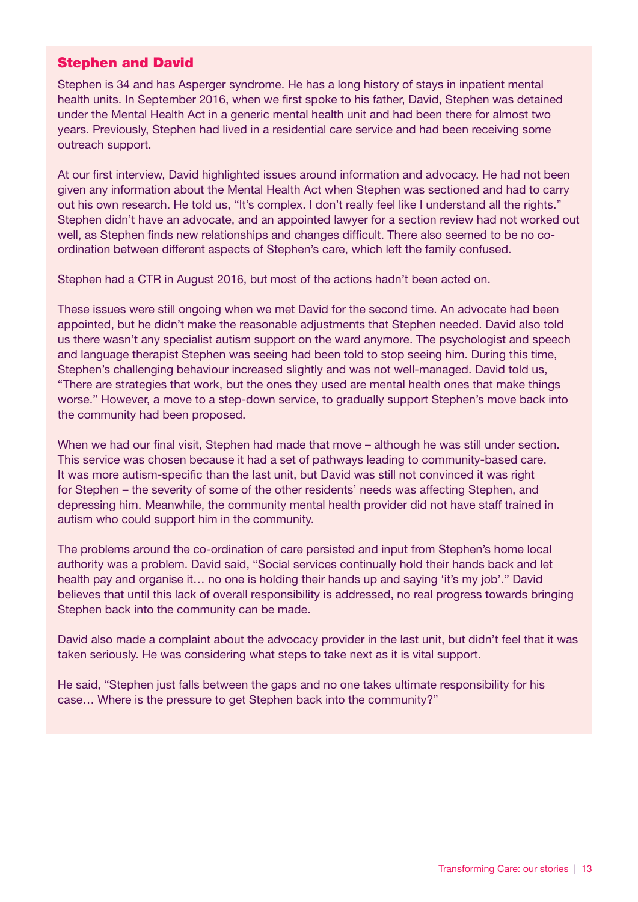## Stephen and David

Stephen is 34 and has Asperger syndrome. He has a long history of stays in inpatient mental health units. In September 2016, when we first spoke to his father, David, Stephen was detained under the Mental Health Act in a generic mental health unit and had been there for almost two years. Previously, Stephen had lived in a residential care service and had been receiving some outreach support.

At our first interview, David highlighted issues around information and advocacy. He had not been given any information about the Mental Health Act when Stephen was sectioned and had to carry out his own research. He told us, "It's complex. I don't really feel like I understand all the rights." Stephen didn't have an advocate, and an appointed lawyer for a section review had not worked out well, as Stephen finds new relationships and changes difficult. There also seemed to be no co-ordination between different aspects of Stephen's care, which left the family confused.

Stephen had a CTR in August 2016, but most of the actions hadn't been acted on.

These issues were still ongoing when we met David for the second time. An advocate had been appointed, but he didn't make the reasonable adjustments that Stephen needed. David also told us there wasn't any specialist autism support on the ward anymore. The psychologist and speech and language therapist Stephen was seeing had been told to stop seeing him. During this time, Stephen's challenging behaviour increased slightly and was not well-managed. David told us, "There are strategies that work, but the ones they used are mental health ones that make things worse." However, a move to a step-down service, to gradually support Stephen's move back into the community had been proposed.

When we had our final visit, Stephen had made that move – although he was still under section. This service was chosen because it had a set of pathways leading to community-based care. It was more autism-specific than the last unit, but David was still not convinced it was right for Stephen – the severity of some of the other residents' needs was affecting Stephen, and depressing him. Meanwhile, the community mental health provider did not have staff trained in autism who could support him in the community.

The problems around the co-ordination of care persisted and input from Stephen's home local authority was a problem. David said, "Social services continually hold their hands back and let health pay and organise it… no one is holding their hands up and saying 'it's my job'." David believes that until this lack of overall responsibility is addressed, no real progress towards bringing Stephen back into the community can be made.

David also made a complaint about the advocacy provider in the last unit, but didn't feel that it was taken seriously. He was considering what steps to take next as it is vital support.

He said, "Stephen just falls between the gaps and no one takes ultimate responsibility for his case… Where is the pressure to get Stephen back into the community?"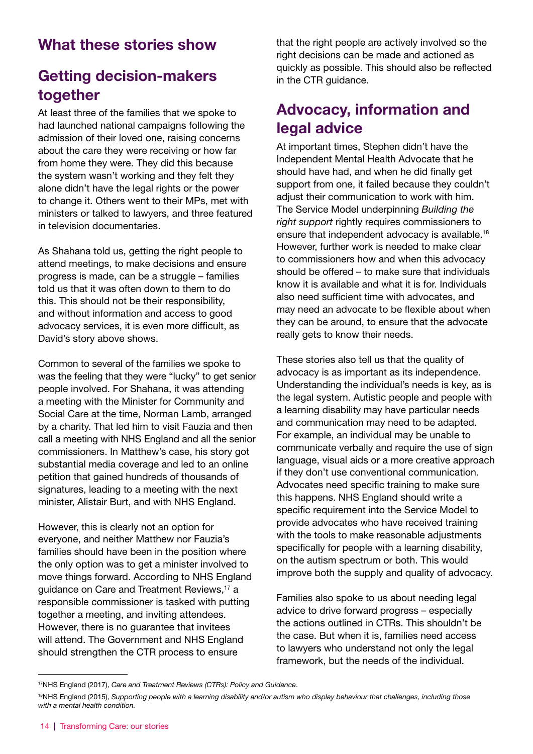## What these stories show

## Getting decision-makers together

At least three of the families that we spoke to had launched national campaigns following the admission of their loved one, raising concerns about the care they were receiving or how far from home they were. They did this because the system wasn't working and they felt they alone didn't have the legal rights or the power to change it. Others went to their MPs, met with ministers or talked to lawyers, and three featured in television documentaries.

As Shahana told us, getting the right people to attend meetings, to make decisions and ensure progress is made, can be a struggle – families told us that it was often down to them to do this. This should not be their responsibility, and without information and access to good advocacy services, it is even more difficult, as David's story above shows.

Common to several of the families we spoke to was the feeling that they were "lucky" to get senior people involved. For Shahana, it was attending a meeting with the Minister for Community and Social Care at the time, Norman Lamb, arranged by a charity. That led him to visit Fauzia and then call a meeting with NHS England and all the senior commissioners. In Matthew's case, his story got substantial media coverage and led to an online petition that gained hundreds of thousands of signatures, leading to a meeting with the next minister, Alistair Burt, and with NHS England.

However, this is clearly not an option for everyone, and neither Matthew nor Fauzia's families should have been in the position where the only option was to get a minister involved to move things forward. According to NHS England guidance on Care and Treatment Reviews,[17] a responsible commissioner is tasked with putting together a meeting, and inviting attendees. However, there is no guarantee that invitees will attend. The Government and NHS England should strengthen the CTR process to ensure that the right people are actively involved so the right decisions can be made and actioned as quickly as possible. This should also be reflected in the CTR guidance.

## Advocacy, information and legal advice

At important times, Stephen didn't have the Independent Mental Health Advocate that he should have had, and when he did finally get support from one, it failed because they couldn't adjust their communication to work with him. The Service Model underpinning *Building the right support* rightly requires commissioners to ensure that independent advocacy is available.[18] However, further work is needed to make clear to commissioners how and when this advocacy should be offered – to make sure that individuals know it is available and what it is for. Individuals also need sufficient time with advocates, and may need an advocate to be flexible about when they can be around, to ensure that the advocate really gets to know their needs.

These stories also tell us that the quality of advocacy is as important as its independence. Understanding the individual's needs is key, as is the legal system. Autistic people and people with a learning disability may have particular needs and communication may need to be adapted. For example, an individual may be unable to communicate verbally and require the use of sign language, visual aids or a more creative approach if they don't use conventional communication. Advocates need specific training to make sure this happens. NHS England should write a specific requirement into the Service Model to provide advocates who have received training with the tools to make reasonable adjustments specifically for people with a learning disability, on the autism spectrum or both. This would improve both the supply and quality of advocacy.

Families also spoke to us about needing legal advice to drive forward progress – especially the actions outlined in CTRs. This shouldn't be the case. But when it is, families need access to lawyers who understand not only the legal framework, but the needs of the individual.

---

[17] NHS England (2017), *Care and Treatment Reviews (CTRs): Policy and Guidance*.

[18] NHS England (2015), *Supporting people with a learning disability and/or autism who display behaviour that challenges, including those with a mental health condition.*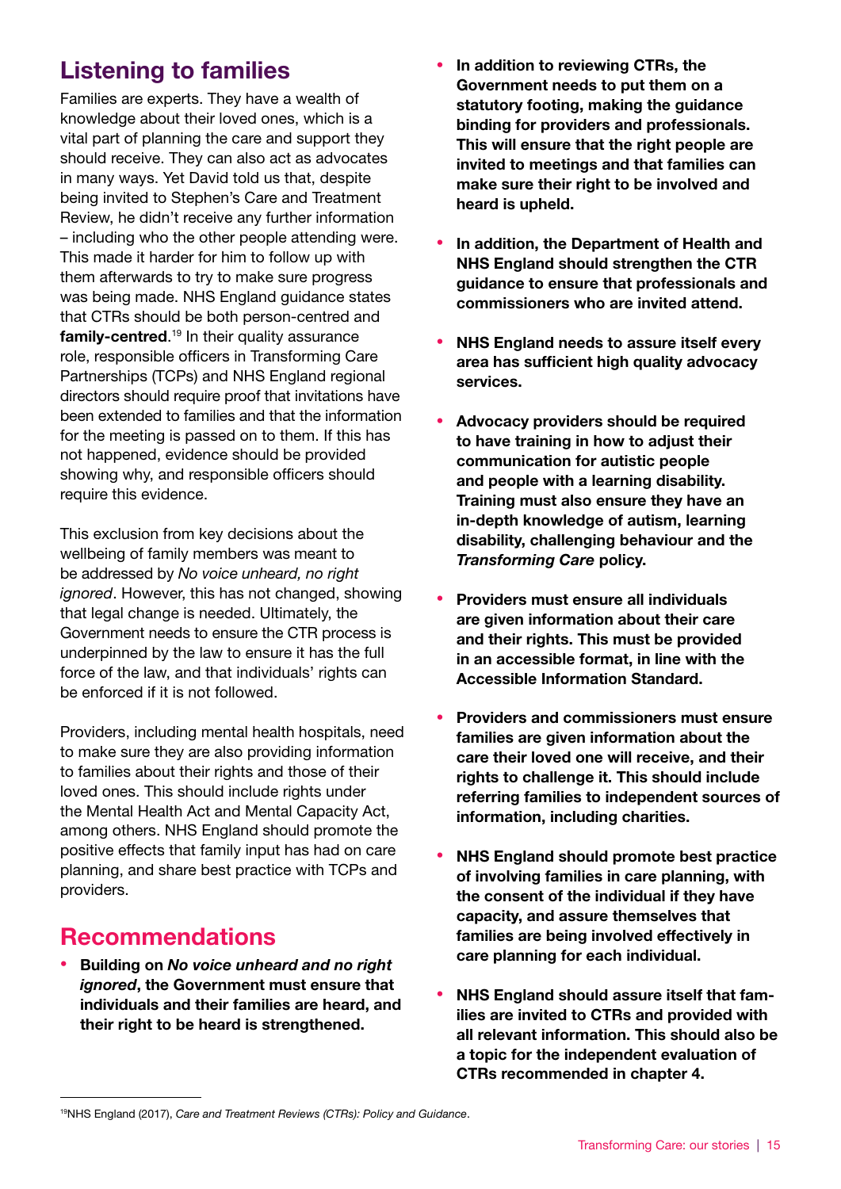## Listening to families

Families are experts. They have a wealth of knowledge about their loved ones, which is a vital part of planning the care and support they should receive. They can also act as advocates in many ways. Yet David told us that, despite being invited to Stephen's Care and Treatment Review, he didn't receive any further information – including who the other people attending were. This made it harder for him to follow up with them afterwards to try to make sure progress was being made. NHS England guidance states that CTRs should be both person-centred and **family-centred**.[19] In their quality assurance role, responsible officers in Transforming Care Partnerships (TCPs) and NHS England regional directors should require proof that invitations have been extended to families and that the information for the meeting is passed on to them. If this has not happened, evidence should be provided showing why, and responsible officers should require this evidence.

This exclusion from key decisions about the wellbeing of family members was meant to be addressed by *No voice unheard, no right ignored*. However, this has not changed, showing that legal change is needed. Ultimately, the Government needs to ensure the CTR process is underpinned by the law to ensure it has the full force of the law, and that individuals' rights can be enforced if it is not followed.

Providers, including mental health hospitals, need to make sure they are also providing information to families about their rights and those of their loved ones. This should include rights under the Mental Health Act and Mental Capacity Act, among others. NHS England should promote the positive effects that family input has had on care planning, and share best practice with TCPs and providers.

## Recommendations

- **Building on *No voice unheard and no right ignored*, the Government must ensure that individuals and their families are heard, and their right to be heard is strengthened.**
- **In addition to reviewing CTRs, the Government needs to put them on a statutory footing, making the guidance binding for providers and professionals. This will ensure that the right people are invited to meetings and that families can make sure their right to be involved and heard is upheld.**
- **In addition, the Department of Health and NHS England should strengthen the CTR guidance to ensure that professionals and commissioners who are invited attend.**
- **NHS England needs to assure itself every area has sufficient high quality advocacy services.**
- **Advocacy providers should be required to have training in how to adjust their communication for autistic people and people with a learning disability. Training must also ensure they have an in-depth knowledge of autism, learning disability, challenging behaviour and the *Transforming Care* policy.**
- **Providers must ensure all individuals are given information about their care and their rights. This must be provided in an accessible format, in line with the Accessible Information Standard.**
- **Providers and commissioners must ensure families are given information about the care their loved one will receive, and their rights to challenge it. This should include referring families to independent sources of information, including charities.**
- **NHS England should promote best practice of involving families in care planning, with the consent of the individual if they have capacity, and assure themselves that families are being involved effectively in care planning for each individual.**
- **NHS England should assure itself that families are invited to CTRs and provided with all relevant information. This should also be a topic for the independent evaluation of CTRs recommended in chapter 4.**

---

[19] NHS England (2017), *Care and Treatment Reviews (CTRs): Policy and Guidance*.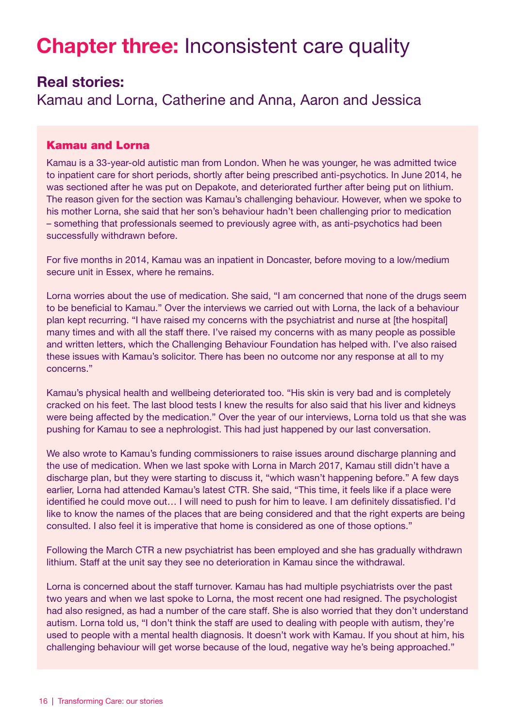# Chapter three: Inconsistent care quality

## Real stories:

Kamau and Lorna, Catherine and Anna, Aaron and Jessica

### Kamau and Lorna

Kamau is a 33-year-old autistic man from London. When he was younger, he was admitted twice to inpatient care for short periods, shortly after being prescribed anti-psychotics. In June 2014, he was sectioned after he was put on Depakote, and deteriorated further after being put on lithium. The reason given for the section was Kamau's challenging behaviour. However, when we spoke to his mother Lorna, she said that her son's behaviour hadn't been challenging prior to medication – something that professionals seemed to previously agree with, as anti-psychotics had been successfully withdrawn before.

For five months in 2014, Kamau was an inpatient in Doncaster, before moving to a low/medium secure unit in Essex, where he remains.

Lorna worries about the use of medication. She said, "I am concerned that none of the drugs seem to be beneficial to Kamau." Over the interviews we carried out with Lorna, the lack of a behaviour plan kept recurring. "I have raised my concerns with the psychiatrist and nurse at [the hospital] many times and with all the staff there. I've raised my concerns with as many people as possible and written letters, which the Challenging Behaviour Foundation has helped with. I've also raised these issues with Kamau's solicitor. There has been no outcome nor any response at all to my concerns."

Kamau's physical health and wellbeing deteriorated too. "His skin is very bad and is completely cracked on his feet. The last blood tests I knew the results for also said that his liver and kidneys were being affected by the medication." Over the year of our interviews, Lorna told us that she was pushing for Kamau to see a nephrologist. This had just happened by our last conversation.

We also wrote to Kamau's funding commissioners to raise issues around discharge planning and the use of medication. When we last spoke with Lorna in March 2017, Kamau still didn't have a discharge plan, but they were starting to discuss it, "which wasn't happening before." A few days earlier, Lorna had attended Kamau's latest CTR. She said, "This time, it feels like if a place were identified he could move out… I will need to push for him to leave. I am definitely dissatisfied. I'd like to know the names of the places that are being considered and that the right experts are being consulted. I also feel it is imperative that home is considered as one of those options."

Following the March CTR a new psychiatrist has been employed and she has gradually withdrawn lithium. Staff at the unit say they see no deterioration in Kamau since the withdrawal.

Lorna is concerned about the staff turnover. Kamau has had multiple psychiatrists over the past two years and when we last spoke to Lorna, the most recent one had resigned. The psychologist had also resigned, as had a number of the care staff. She is also worried that they don't understand autism. Lorna told us, "I don't think the staff are used to dealing with people with autism, they're used to people with a mental health diagnosis. It doesn't work with Kamau. If you shout at him, his challenging behaviour will get worse because of the loud, negative way he's being approached."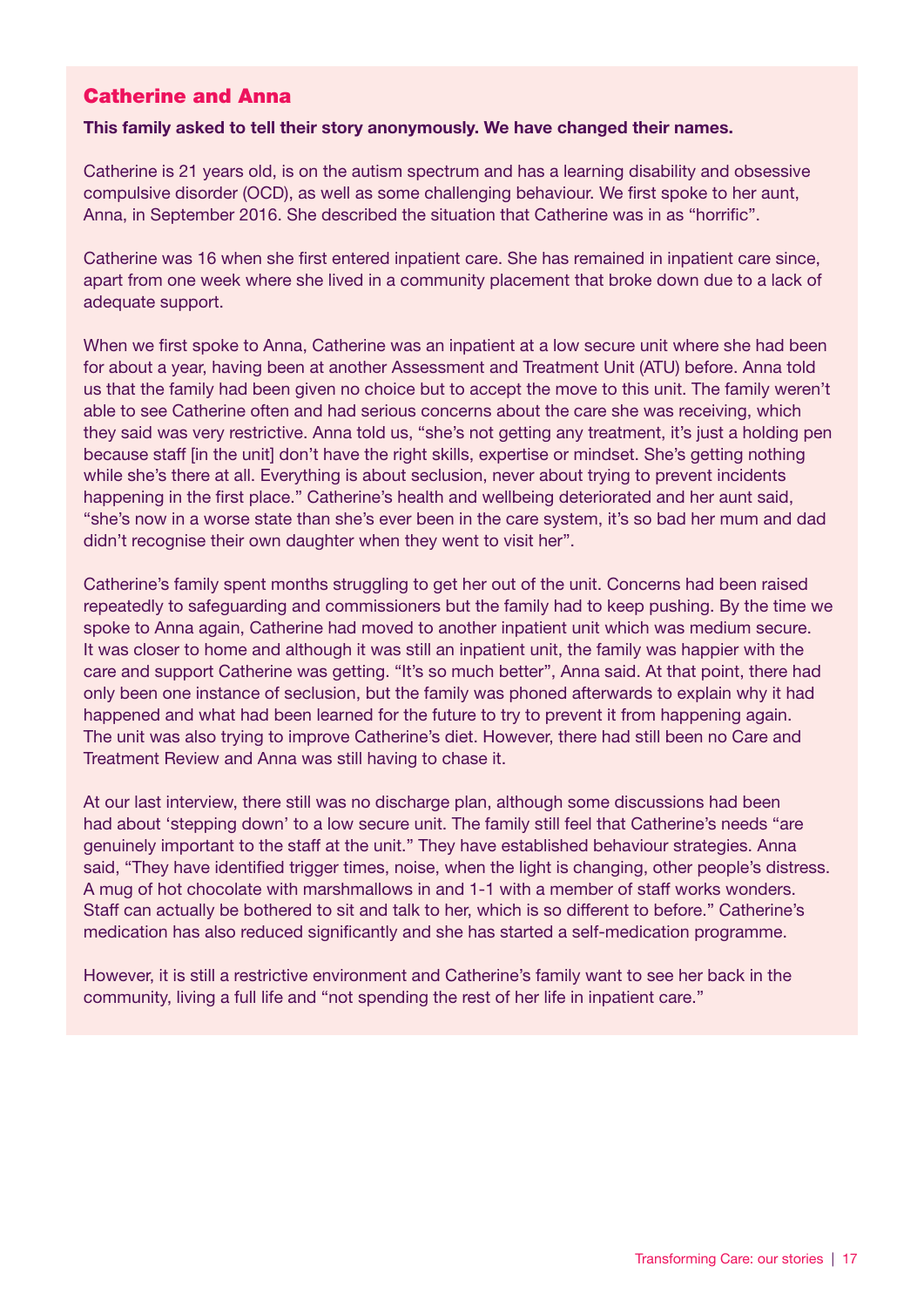## Catherine and Anna

**This family asked to tell their story anonymously. We have changed their names.**

Catherine is 21 years old, is on the autism spectrum and has a learning disability and obsessive compulsive disorder (OCD), as well as some challenging behaviour. We first spoke to her aunt, Anna, in September 2016. She described the situation that Catherine was in as "horrific".

Catherine was 16 when she first entered inpatient care. She has remained in inpatient care since, apart from one week where she lived in a community placement that broke down due to a lack of adequate support.

When we first spoke to Anna, Catherine was an inpatient at a low secure unit where she had been for about a year, having been at another Assessment and Treatment Unit (ATU) before. Anna told us that the family had been given no choice but to accept the move to this unit. The family weren't able to see Catherine often and had serious concerns about the care she was receiving, which they said was very restrictive. Anna told us, "she's not getting any treatment, it's just a holding pen because staff [in the unit] don't have the right skills, expertise or mindset. She's getting nothing while she's there at all. Everything is about seclusion, never about trying to prevent incidents happening in the first place." Catherine's health and wellbeing deteriorated and her aunt said, "she's now in a worse state than she's ever been in the care system, it's so bad her mum and dad didn't recognise their own daughter when they went to visit her".

Catherine's family spent months struggling to get her out of the unit. Concerns had been raised repeatedly to safeguarding and commissioners but the family had to keep pushing. By the time we spoke to Anna again, Catherine had moved to another inpatient unit which was medium secure. It was closer to home and although it was still an inpatient unit, the family was happier with the care and support Catherine was getting. "It's so much better", Anna said. At that point, there had only been one instance of seclusion, but the family was phoned afterwards to explain why it had happened and what had been learned for the future to try to prevent it from happening again. The unit was also trying to improve Catherine's diet. However, there had still been no Care and Treatment Review and Anna was still having to chase it.

At our last interview, there still was no discharge plan, although some discussions had been had about 'stepping down' to a low secure unit. The family still feel that Catherine's needs "are genuinely important to the staff at the unit." They have established behaviour strategies. Anna said, "They have identified trigger times, noise, when the light is changing, other people's distress. A mug of hot chocolate with marshmallows in and 1-1 with a member of staff works wonders. Staff can actually be bothered to sit and talk to her, which is so different to before." Catherine's medication has also reduced significantly and she has started a self-medication programme.

However, it is still a restrictive environment and Catherine's family want to see her back in the community, living a full life and "not spending the rest of her life in inpatient care."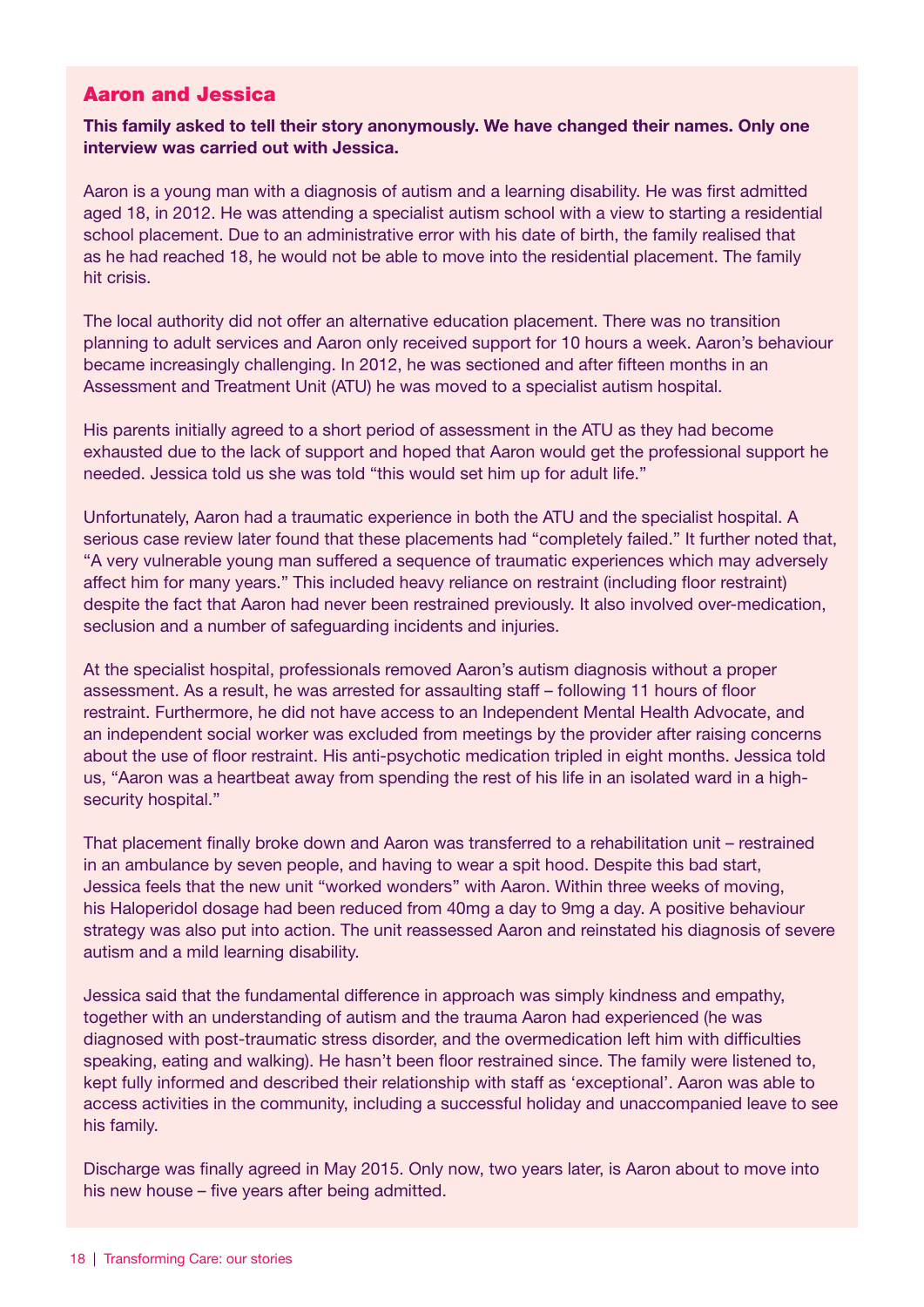## Aaron and Jessica

**This family asked to tell their story anonymously. We have changed their names. Only one interview was carried out with Jessica.**

Aaron is a young man with a diagnosis of autism and a learning disability. He was first admitted aged 18, in 2012. He was attending a specialist autism school with a view to starting a residential school placement. Due to an administrative error with his date of birth, the family realised that as he had reached 18, he would not be able to move into the residential placement. The family hit crisis.

The local authority did not offer an alternative education placement. There was no transition planning to adult services and Aaron only received support for 10 hours a week. Aaron's behaviour became increasingly challenging. In 2012, he was sectioned and after fifteen months in an Assessment and Treatment Unit (ATU) he was moved to a specialist autism hospital.

His parents initially agreed to a short period of assessment in the ATU as they had become exhausted due to the lack of support and hoped that Aaron would get the professional support he needed. Jessica told us she was told "this would set him up for adult life."

Unfortunately, Aaron had a traumatic experience in both the ATU and the specialist hospital. A serious case review later found that these placements had "completely failed." It further noted that, "A very vulnerable young man suffered a sequence of traumatic experiences which may adversely affect him for many years." This included heavy reliance on restraint (including floor restraint) despite the fact that Aaron had never been restrained previously. It also involved over-medication, seclusion and a number of safeguarding incidents and injuries.

At the specialist hospital, professionals removed Aaron's autism diagnosis without a proper assessment. As a result, he was arrested for assaulting staff – following 11 hours of floor restraint. Furthermore, he did not have access to an Independent Mental Health Advocate, and an independent social worker was excluded from meetings by the provider after raising concerns about the use of floor restraint. His anti-psychotic medication tripled in eight months. Jessica told us, "Aaron was a heartbeat away from spending the rest of his life in an isolated ward in a high-security hospital."

That placement finally broke down and Aaron was transferred to a rehabilitation unit – restrained in an ambulance by seven people, and having to wear a spit hood. Despite this bad start, Jessica feels that the new unit "worked wonders" with Aaron. Within three weeks of moving, his Haloperidol dosage had been reduced from 40mg a day to 9mg a day. A positive behaviour strategy was also put into action. The unit reassessed Aaron and reinstated his diagnosis of severe autism and a mild learning disability.

Jessica said that the fundamental difference in approach was simply kindness and empathy, together with an understanding of autism and the trauma Aaron had experienced (he was diagnosed with post-traumatic stress disorder, and the overmedication left him with difficulties speaking, eating and walking). He hasn't been floor restrained since. The family were listened to, kept fully informed and described their relationship with staff as 'exceptional'. Aaron was able to access activities in the community, including a successful holiday and unaccompanied leave to see his family.

Discharge was finally agreed in May 2015. Only now, two years later, is Aaron about to move into his new house – five years after being admitted.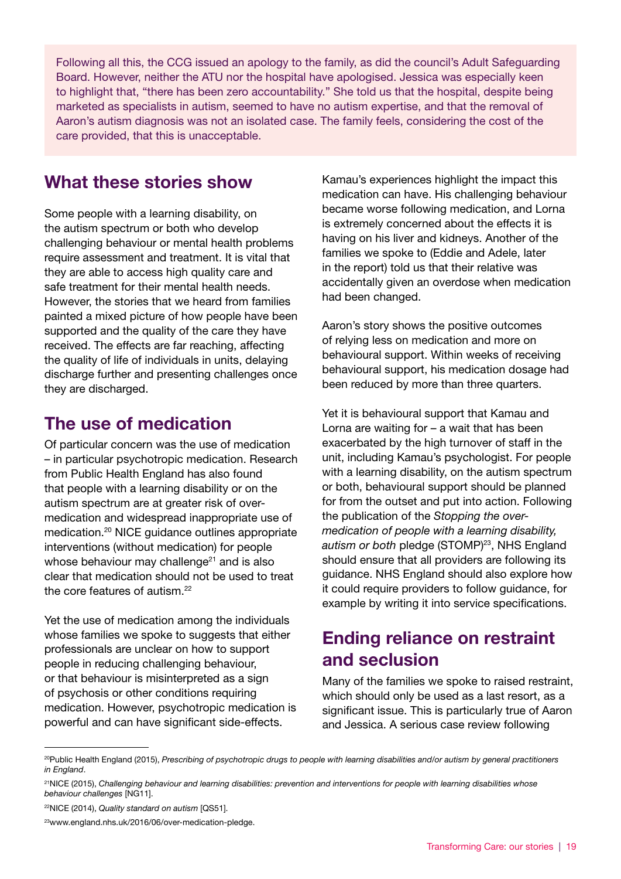Following all this, the CCG issued an apology to the family, as did the council's Adult Safeguarding Board. However, neither the ATU nor the hospital have apologised. Jessica was especially keen to highlight that, "there has been zero accountability." She told us that the hospital, despite being marketed as specialists in autism, seemed to have no autism expertise, and that the removal of Aaron's autism diagnosis was not an isolated case. The family feels, considering the cost of the care provided, that this is unacceptable.

## What these stories show

Some people with a learning disability, on the autism spectrum or both who develop challenging behaviour or mental health problems require assessment and treatment. It is vital that they are able to access high quality care and safe treatment for their mental health needs. However, the stories that we heard from families painted a mixed picture of how people have been supported and the quality of the care they have received. The effects are far reaching, affecting the quality of life of individuals in units, delaying discharge further and presenting challenges once they are discharged.

## The use of medication

Of particular concern was the use of medication – in particular psychotropic medication. Research from Public Health England has also found that people with a learning disability or on the autism spectrum are at greater risk of over-medication and widespread inappropriate use of medication.[20] NICE guidance outlines appropriate interventions (without medication) for people whose behaviour may challenge[21] and is also clear that medication should not be used to treat the core features of autism.[22]

Yet the use of medication among the individuals whose families we spoke to suggests that either professionals are unclear on how to support people in reducing challenging behaviour, or that behaviour is misinterpreted as a sign of psychosis or other conditions requiring medication. However, psychotropic medication is powerful and can have significant side-effects.

Kamau's experiences highlight the impact this medication can have. His challenging behaviour became worse following medication, and Lorna is extremely concerned about the effects it is having on his liver and kidneys. Another of the families we spoke to (Eddie and Adele, later in the report) told us that their relative was accidentally given an overdose when medication had been changed.

Aaron's story shows the positive outcomes of relying less on medication and more on behavioural support. Within weeks of receiving behavioural support, his medication dosage had been reduced by more than three quarters.

Yet it is behavioural support that Kamau and Lorna are waiting for – a wait that has been exacerbated by the high turnover of staff in the unit, including Kamau's psychologist. For people with a learning disability, on the autism spectrum or both, behavioural support should be planned for from the outset and put into action. Following the publication of the *Stopping the over-medication of people with a learning disability, autism or both* pledge (STOMP)[23], NHS England should ensure that all providers are following its guidance. NHS England should also explore how it could require providers to follow guidance, for example by writing it into service specifications.

## Ending reliance on restraint and seclusion

Many of the families we spoke to raised restraint, which should only be used as a last resort, as a significant issue. This is particularly true of Aaron and Jessica. A serious case review following

---

[20]Public Health England (2015), *Prescribing of psychotropic drugs to people with learning disabilities and/or autism by general practitioners in England*.

[21]NICE (2015), *Challenging behaviour and learning disabilities: prevention and interventions for people with learning disabilities whose behaviour challenges* [NG11].

[22]NICE (2014), *Quality standard on autism* [QS51].

[23]www.england.nhs.uk/2016/06/over-medication-pledge.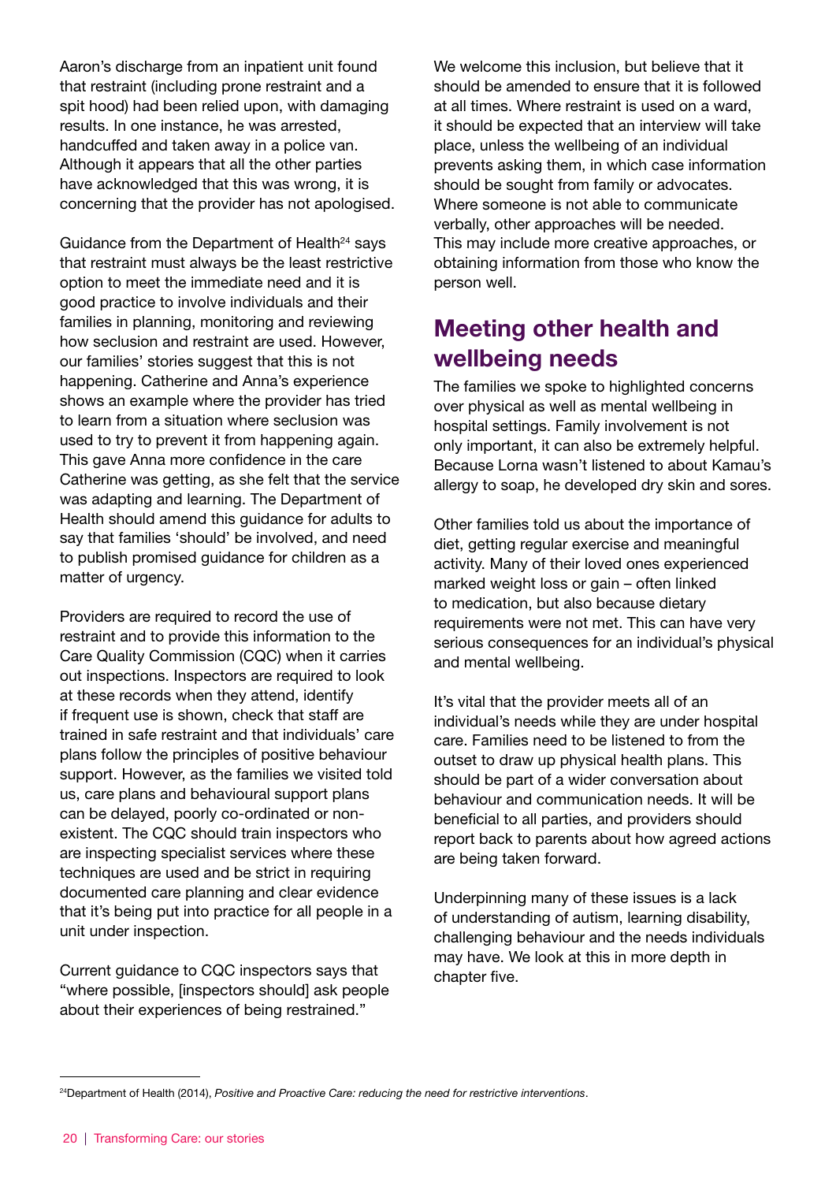Aaron's discharge from an inpatient unit found that restraint (including prone restraint and a spit hood) had been relied upon, with damaging results. In one instance, he was arrested, handcuffed and taken away in a police van. Although it appears that all the other parties have acknowledged that this was wrong, it is concerning that the provider has not apologised.

Guidance from the Department of Health[24] says that restraint must always be the least restrictive option to meet the immediate need and it is good practice to involve individuals and their families in planning, monitoring and reviewing how seclusion and restraint are used. However, our families' stories suggest that this is not happening. Catherine and Anna's experience shows an example where the provider has tried to learn from a situation where seclusion was used to try to prevent it from happening again. This gave Anna more confidence in the care Catherine was getting, as she felt that the service was adapting and learning. The Department of Health should amend this guidance for adults to say that families 'should' be involved, and need to publish promised guidance for children as a matter of urgency.

Providers are required to record the use of restraint and to provide this information to the Care Quality Commission (CQC) when it carries out inspections. Inspectors are required to look at these records when they attend, identify if frequent use is shown, check that staff are trained in safe restraint and that individuals' care plans follow the principles of positive behaviour support. However, as the families we visited told us, care plans and behavioural support plans can be delayed, poorly co-ordinated or non-existent. The CQC should train inspectors who are inspecting specialist services where these techniques are used and be strict in requiring documented care planning and clear evidence that it's being put into practice for all people in a unit under inspection.

Current guidance to CQC inspectors says that "where possible, [inspectors should] ask people about their experiences of being restrained."

We welcome this inclusion, but believe that it should be amended to ensure that it is followed at all times. Where restraint is used on a ward, it should be expected that an interview will take place, unless the wellbeing of an individual prevents asking them, in which case information should be sought from family or advocates. Where someone is not able to communicate verbally, other approaches will be needed. This may include more creative approaches, or obtaining information from those who know the person well.

## Meeting other health and wellbeing needs

The families we spoke to highlighted concerns over physical as well as mental wellbeing in hospital settings. Family involvement is not only important, it can also be extremely helpful. Because Lorna wasn't listened to about Kamau's allergy to soap, he developed dry skin and sores.

Other families told us about the importance of diet, getting regular exercise and meaningful activity. Many of their loved ones experienced marked weight loss or gain – often linked to medication, but also because dietary requirements were not met. This can have very serious consequences for an individual's physical and mental wellbeing.

It's vital that the provider meets all of an individual's needs while they are under hospital care. Families need to be listened to from the outset to draw up physical health plans. This should be part of a wider conversation about behaviour and communication needs. It will be beneficial to all parties, and providers should report back to parents about how agreed actions are being taken forward.

Underpinning many of these issues is a lack of understanding of autism, learning disability, challenging behaviour and the needs individuals may have. We look at this in more depth in chapter five.

---

[24] Department of Health (2014), *Positive and Proactive Care: reducing the need for restrictive interventions*.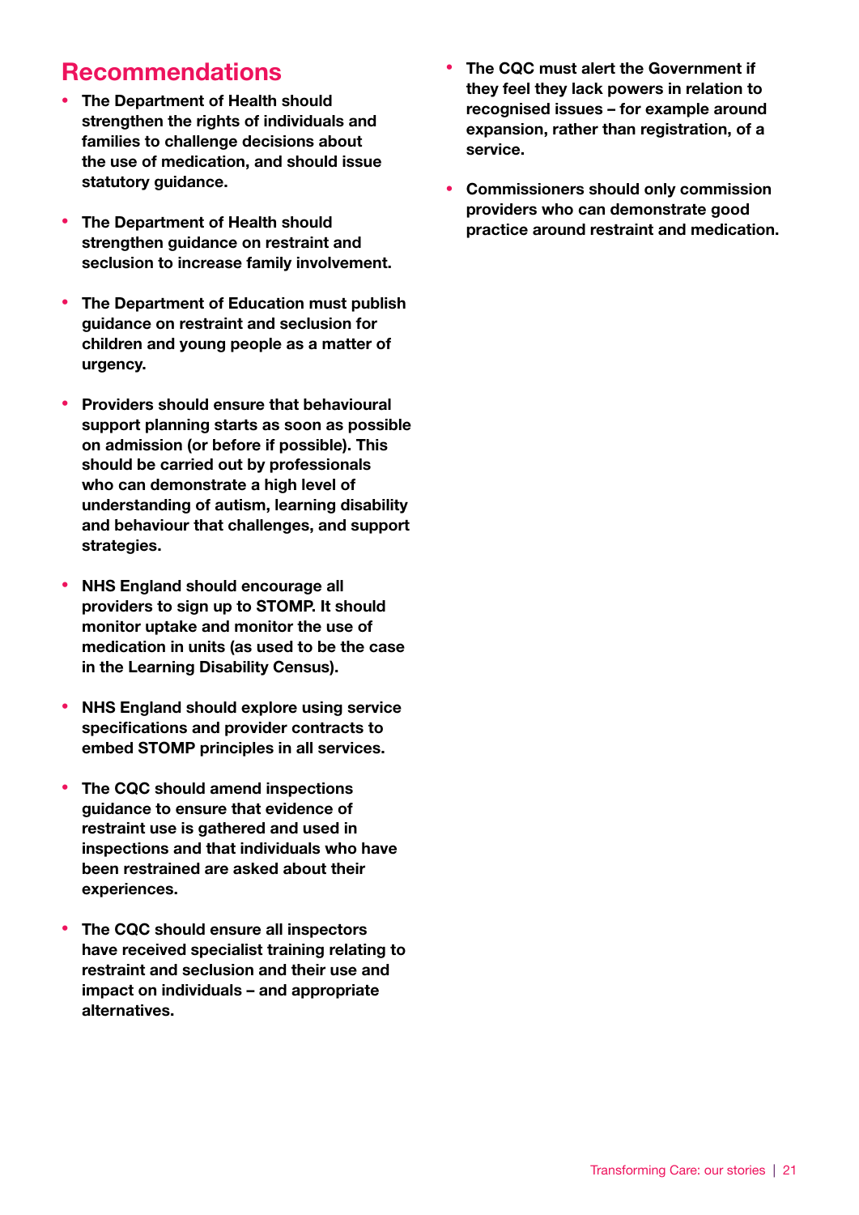## Recommendations

- **The Department of Health should strengthen the rights of individuals and families to challenge decisions about the use of medication, and should issue statutory guidance.**
- **The Department of Health should strengthen guidance on restraint and seclusion to increase family involvement.**
- **The Department of Education must publish guidance on restraint and seclusion for children and young people as a matter of urgency.**
- **Providers should ensure that behavioural support planning starts as soon as possible on admission (or before if possible). This should be carried out by professionals who can demonstrate a high level of understanding of autism, learning disability and behaviour that challenges, and support strategies.**
- **NHS England should encourage all providers to sign up to STOMP. It should monitor uptake and monitor the use of medication in units (as used to be the case in the Learning Disability Census).**
- **NHS England should explore using service specifications and provider contracts to embed STOMP principles in all services.**
- **The CQC should amend inspections guidance to ensure that evidence of restraint use is gathered and used in inspections and that individuals who have been restrained are asked about their experiences.**
- **The CQC should ensure all inspectors have received specialist training relating to restraint and seclusion and their use and impact on individuals – and appropriate alternatives.**
- **The CQC must alert the Government if they feel they lack powers in relation to recognised issues – for example around expansion, rather than registration, of a service.**
- **Commissioners should only commission providers who can demonstrate good practice around restraint and medication.**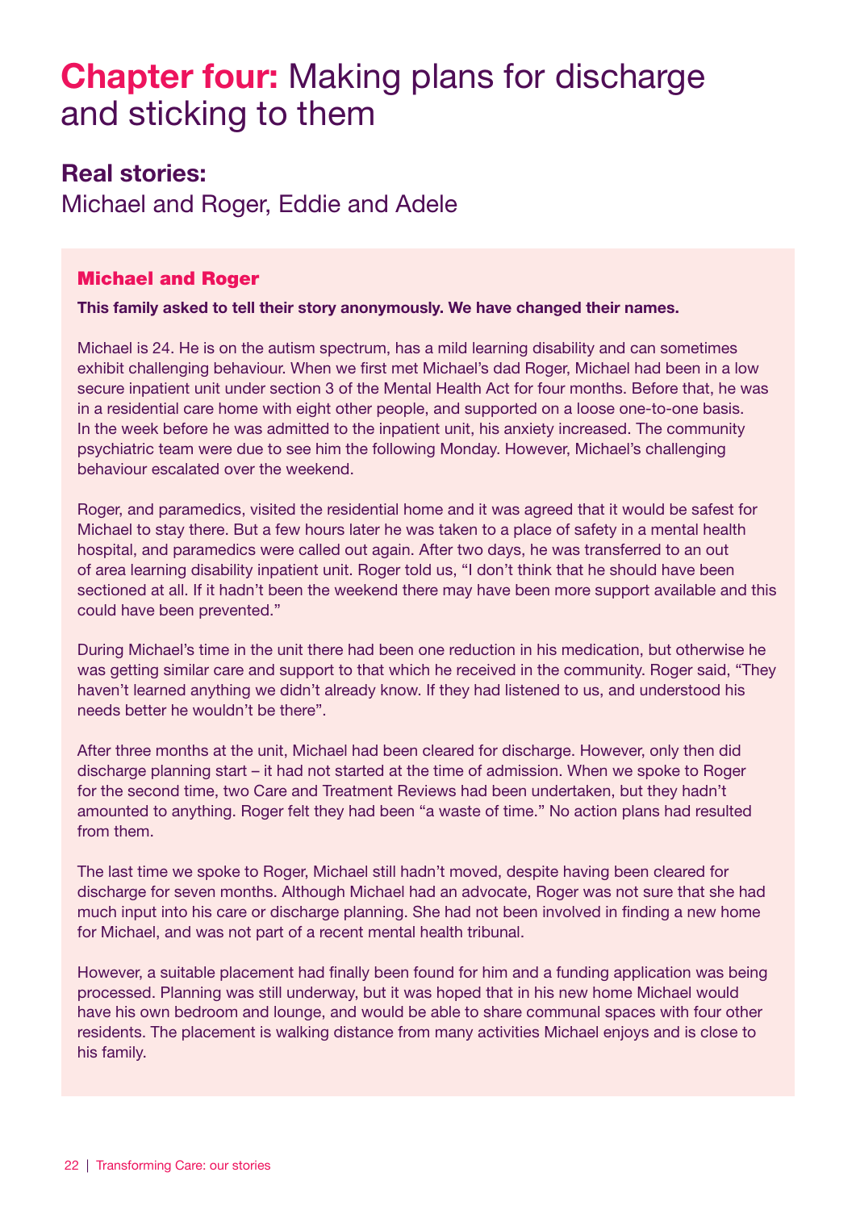# **Chapter four:** Making plans for discharge and sticking to them

## Real stories:

Michael and Roger, Eddie and Adele

### Michael and Roger

**This family asked to tell their story anonymously. We have changed their names.**

Michael is 24. He is on the autism spectrum, has a mild learning disability and can sometimes exhibit challenging behaviour. When we first met Michael's dad Roger, Michael had been in a low secure inpatient unit under section 3 of the Mental Health Act for four months. Before that, he was in a residential care home with eight other people, and supported on a loose one-to-one basis. In the week before he was admitted to the inpatient unit, his anxiety increased. The community psychiatric team were due to see him the following Monday. However, Michael's challenging behaviour escalated over the weekend.

Roger, and paramedics, visited the residential home and it was agreed that it would be safest for Michael to stay there. But a few hours later he was taken to a place of safety in a mental health hospital, and paramedics were called out again. After two days, he was transferred to an out of area learning disability inpatient unit. Roger told us, "I don't think that he should have been sectioned at all. If it hadn't been the weekend there may have been more support available and this could have been prevented."

During Michael's time in the unit there had been one reduction in his medication, but otherwise he was getting similar care and support to that which he received in the community. Roger said, "They haven't learned anything we didn't already know. If they had listened to us, and understood his needs better he wouldn't be there".

After three months at the unit, Michael had been cleared for discharge. However, only then did discharge planning start – it had not started at the time of admission. When we spoke to Roger for the second time, two Care and Treatment Reviews had been undertaken, but they hadn't amounted to anything. Roger felt they had been "a waste of time." No action plans had resulted from them.

The last time we spoke to Roger, Michael still hadn't moved, despite having been cleared for discharge for seven months. Although Michael had an advocate, Roger was not sure that she had much input into his care or discharge planning. She had not been involved in finding a new home for Michael, and was not part of a recent mental health tribunal.

However, a suitable placement had finally been found for him and a funding application was being processed. Planning was still underway, but it was hoped that in his new home Michael would have his own bedroom and lounge, and would be able to share communal spaces with four other residents. The placement is walking distance from many activities Michael enjoys and is close to his family.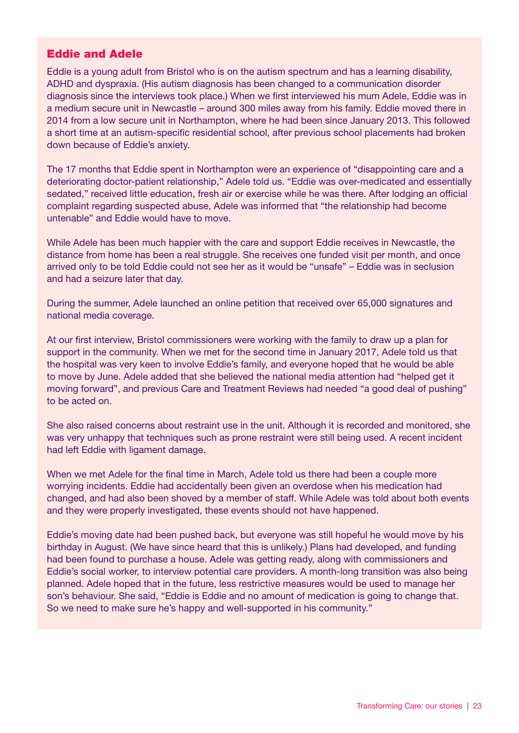## Eddie and Adele

Eddie is a young adult from Bristol who is on the autism spectrum and has a learning disability, ADHD and dyspraxia. (His autism diagnosis has been changed to a communication disorder diagnosis since the interviews took place.) When we first interviewed his mum Adele, Eddie was in a medium secure unit in Newcastle – around 300 miles away from his family. Eddie moved there in 2014 from a low secure unit in Northampton, where he had been since January 2013. This followed a short time at an autism-specific residential school, after previous school placements had broken down because of Eddie's anxiety.

The 17 months that Eddie spent in Northampton were an experience of "disappointing care and a deteriorating doctor-patient relationship," Adele told us. "Eddie was over-medicated and essentially sedated," received little education, fresh air or exercise while he was there. After lodging an official complaint regarding suspected abuse, Adele was informed that "the relationship had become untenable" and Eddie would have to move.

While Adele has been much happier with the care and support Eddie receives in Newcastle, the distance from home has been a real struggle. She receives one funded visit per month, and once arrived only to be told Eddie could not see her as it would be "unsafe" – Eddie was in seclusion and had a seizure later that day.

During the summer, Adele launched an online petition that received over 65,000 signatures and national media coverage.

At our first interview, Bristol commissioners were working with the family to draw up a plan for support in the community. When we met for the second time in January 2017, Adele told us that the hospital was very keen to involve Eddie's family, and everyone hoped that he would be able to move by June. Adele added that she believed the national media attention had "helped get it moving forward", and previous Care and Treatment Reviews had needed "a good deal of pushing" to be acted on.

She also raised concerns about restraint use in the unit. Although it is recorded and monitored, she was very unhappy that techniques such as prone restraint were still being used. A recent incident had left Eddie with ligament damage.

When we met Adele for the final time in March, Adele told us there had been a couple more worrying incidents. Eddie had accidentally been given an overdose when his medication had changed, and had also been shoved by a member of staff. While Adele was told about both events and they were properly investigated, these events should not have happened.

Eddie's moving date had been pushed back, but everyone was still hopeful he would move by his birthday in August. (We have since heard that this is unlikely.) Plans had developed, and funding had been found to purchase a house. Adele was getting ready, along with commissioners and Eddie's social worker, to interview potential care providers. A month-long transition was also being planned. Adele hoped that in the future, less restrictive measures would be used to manage her son's behaviour. She said, "Eddie is Eddie and no amount of medication is going to change that. So we need to make sure he's happy and well-supported in his community."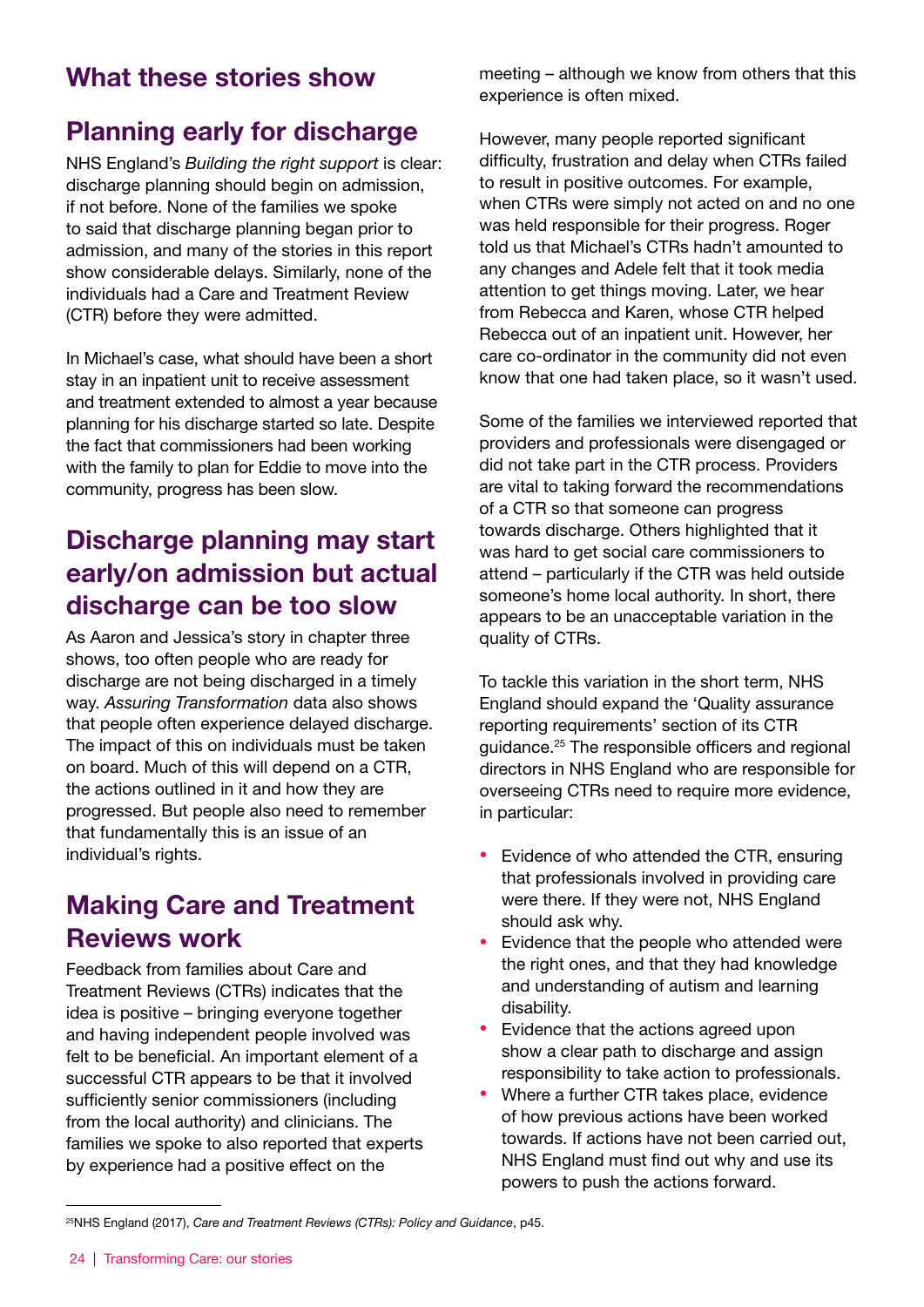## What these stories show

## Planning early for discharge

NHS England's *Building the right support* is clear: discharge planning should begin on admission, if not before. None of the families we spoke to said that discharge planning began prior to admission, and many of the stories in this report show considerable delays. Similarly, none of the individuals had a Care and Treatment Review (CTR) before they were admitted.

In Michael's case, what should have been a short stay in an inpatient unit to receive assessment and treatment extended to almost a year because planning for his discharge started so late. Despite the fact that commissioners had been working with the family to plan for Eddie to move into the community, progress has been slow.

## Discharge planning may start early/on admission but actual discharge can be too slow

As Aaron and Jessica's story in chapter three shows, too often people who are ready for discharge are not being discharged in a timely way. *Assuring Transformation* data also shows that people often experience delayed discharge. The impact of this on individuals must be taken on board. Much of this will depend on a CTR, the actions outlined in it and how they are progressed. But people also need to remember that fundamentally this is an issue of an individual's rights.

## Making Care and Treatment Reviews work

Feedback from families about Care and Treatment Reviews (CTRs) indicates that the idea is positive – bringing everyone together and having independent people involved was felt to be beneficial. An important element of a successful CTR appears to be that it involved sufficiently senior commissioners (including from the local authority) and clinicians. The families we spoke to also reported that experts by experience had a positive effect on the meeting – although we know from others that this experience is often mixed.

However, many people reported significant difficulty, frustration and delay when CTRs failed to result in positive outcomes. For example, when CTRs were simply not acted on and no one was held responsible for their progress. Roger told us that Michael's CTRs hadn't amounted to any changes and Adele felt that it took media attention to get things moving. Later, we hear from Rebecca and Karen, whose CTR helped Rebecca out of an inpatient unit. However, her care co-ordinator in the community did not even know that one had taken place, so it wasn't used.

Some of the families we interviewed reported that providers and professionals were disengaged or did not take part in the CTR process. Providers are vital to taking forward the recommendations of a CTR so that someone can progress towards discharge. Others highlighted that it was hard to get social care commissioners to attend – particularly if the CTR was held outside someone's home local authority. In short, there appears to be an unacceptable variation in the quality of CTRs.

To tackle this variation in the short term, NHS England should expand the 'Quality assurance reporting requirements' section of its CTR guidance.[25] The responsible officers and regional directors in NHS England who are responsible for overseeing CTRs need to require more evidence, in particular:

- Evidence of who attended the CTR, ensuring that professionals involved in providing care were there. If they were not, NHS England should ask why.
- Evidence that the people who attended were the right ones, and that they had knowledge and understanding of autism and learning disability.
- Evidence that the actions agreed upon show a clear path to discharge and assign responsibility to take action to professionals.
- Where a further CTR takes place, evidence of how previous actions have been worked towards. If actions have not been carried out, NHS England must find out why and use its powers to push the actions forward.

---

[25] NHS England (2017), *Care and Treatment Reviews (CTRs): Policy and Guidance*, p45.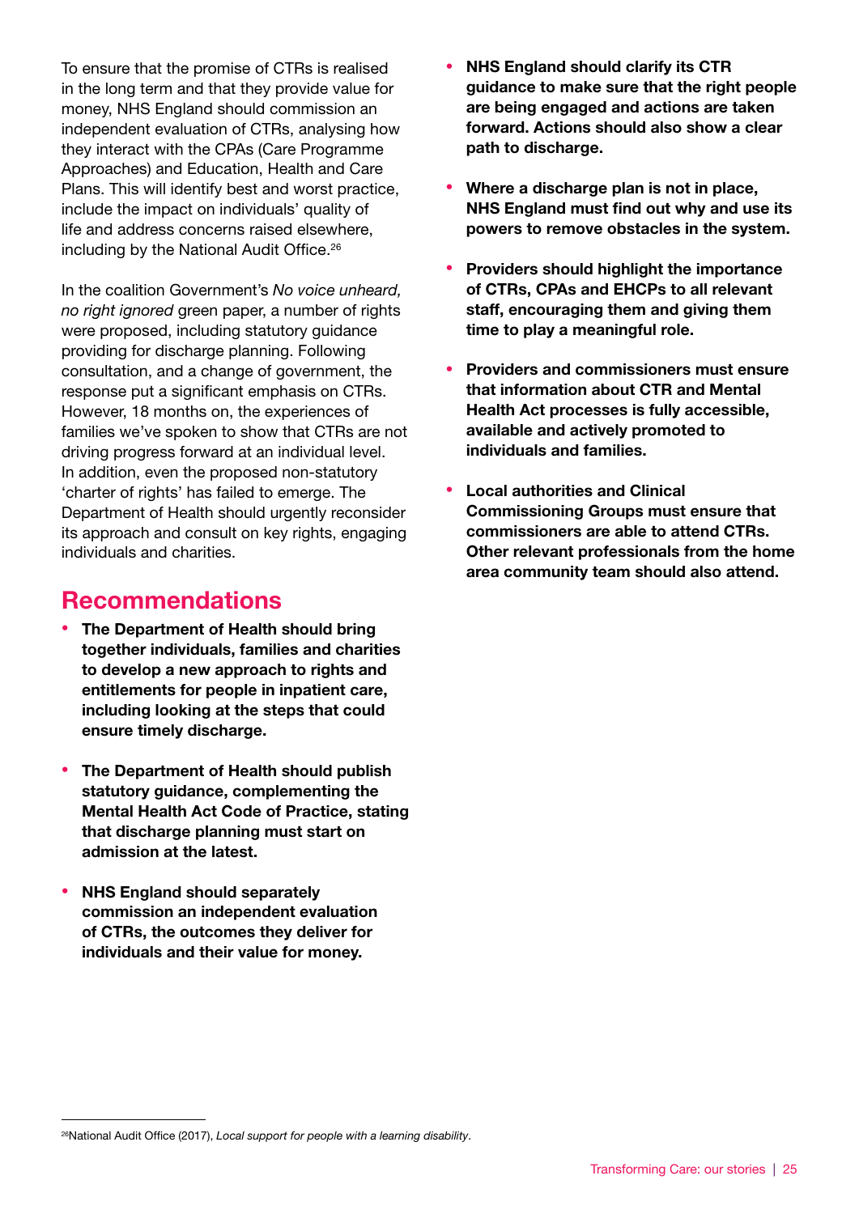To ensure that the promise of CTRs is realised in the long term and that they provide value for money, NHS England should commission an independent evaluation of CTRs, analysing how they interact with the CPAs (Care Programme Approaches) and Education, Health and Care Plans. This will identify best and worst practice, include the impact on individuals' quality of life and address concerns raised elsewhere, including by the National Audit Office.[26]

In the coalition Government's *No voice unheard, no right ignored* green paper, a number of rights were proposed, including statutory guidance providing for discharge planning. Following consultation, and a change of government, the response put a significant emphasis on CTRs. However, 18 months on, the experiences of families we've spoken to show that CTRs are not driving progress forward at an individual level. In addition, even the proposed non-statutory 'charter of rights' has failed to emerge. The Department of Health should urgently reconsider its approach and consult on key rights, engaging individuals and charities.

## Recommendations

- **The Department of Health should bring together individuals, families and charities to develop a new approach to rights and entitlements for people in inpatient care, including looking at the steps that could ensure timely discharge.**

- **The Department of Health should publish statutory guidance, complementing the Mental Health Act Code of Practice, stating that discharge planning must start on admission at the latest.**

- **NHS England should separately commission an independent evaluation of CTRs, the outcomes they deliver for individuals and their value for money.**

- **NHS England should clarify its CTR guidance to make sure that the right people are being engaged and actions are taken forward. Actions should also show a clear path to discharge.**

- **Where a discharge plan is not in place, NHS England must find out why and use its powers to remove obstacles in the system.**

- **Providers should highlight the importance of CTRs, CPAs and EHCPs to all relevant staff, encouraging them and giving them time to play a meaningful role.**

- **Providers and commissioners must ensure that information about CTR and Mental Health Act processes is fully accessible, available and actively promoted to individuals and families.**

- **Local authorities and Clinical Commissioning Groups must ensure that commissioners are able to attend CTRs. Other relevant professionals from the home area community team should also attend.**

---

[26] National Audit Office (2017), *Local support for people with a learning disability*.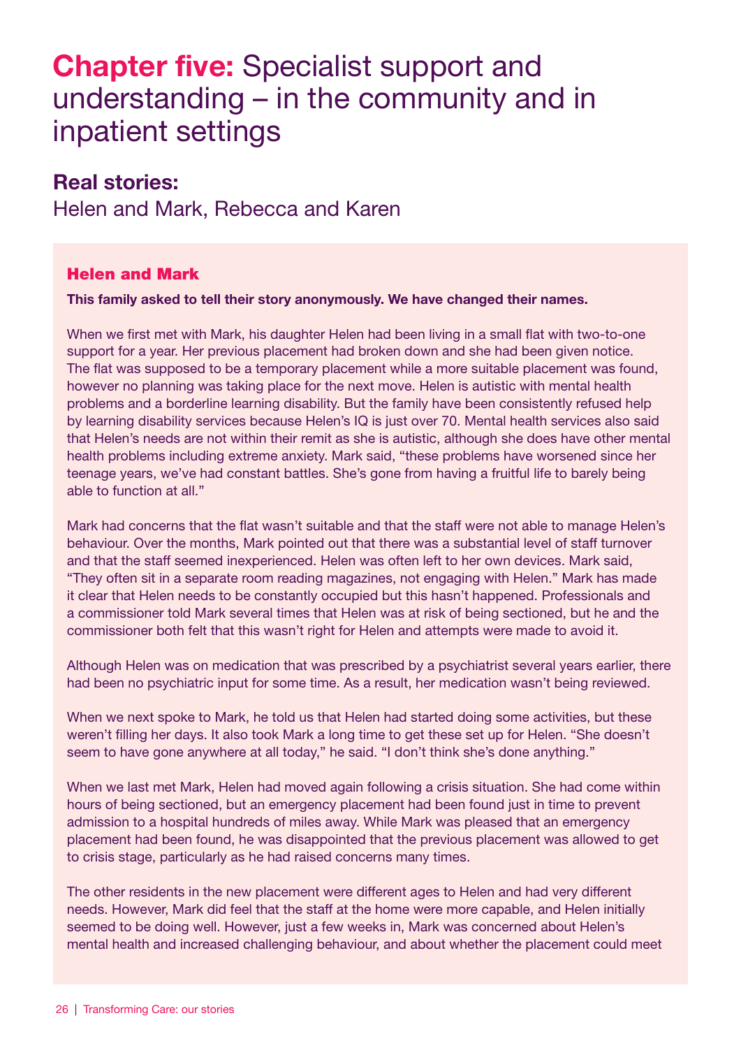# Chapter five: Specialist support and understanding – in the community and in inpatient settings

## Real stories:

Helen and Mark, Rebecca and Karen

### Helen and Mark

**This family asked to tell their story anonymously. We have changed their names.**

When we first met with Mark, his daughter Helen had been living in a small flat with two-to-one support for a year. Her previous placement had broken down and she had been given notice. The flat was supposed to be a temporary placement while a more suitable placement was found, however no planning was taking place for the next move. Helen is autistic with mental health problems and a borderline learning disability. But the family have been consistently refused help by learning disability services because Helen's IQ is just over 70. Mental health services also said that Helen's needs are not within their remit as she is autistic, although she does have other mental health problems including extreme anxiety. Mark said, "these problems have worsened since her teenage years, we've had constant battles. She's gone from having a fruitful life to barely being able to function at all."

Mark had concerns that the flat wasn't suitable and that the staff were not able to manage Helen's behaviour. Over the months, Mark pointed out that there was a substantial level of staff turnover and that the staff seemed inexperienced. Helen was often left to her own devices. Mark said, "They often sit in a separate room reading magazines, not engaging with Helen." Mark has made it clear that Helen needs to be constantly occupied but this hasn't happened. Professionals and a commissioner told Mark several times that Helen was at risk of being sectioned, but he and the commissioner both felt that this wasn't right for Helen and attempts were made to avoid it.

Although Helen was on medication that was prescribed by a psychiatrist several years earlier, there had been no psychiatric input for some time. As a result, her medication wasn't being reviewed.

When we next spoke to Mark, he told us that Helen had started doing some activities, but these weren't filling her days. It also took Mark a long time to get these set up for Helen. "She doesn't seem to have gone anywhere at all today," he said. "I don't think she's done anything."

When we last met Mark, Helen had moved again following a crisis situation. She had come within hours of being sectioned, but an emergency placement had been found just in time to prevent admission to a hospital hundreds of miles away. While Mark was pleased that an emergency placement had been found, he was disappointed that the previous placement was allowed to get to crisis stage, particularly as he had raised concerns many times.

The other residents in the new placement were different ages to Helen and had very different needs. However, Mark did feel that the staff at the home were more capable, and Helen initially seemed to be doing well. However, just a few weeks in, Mark was concerned about Helen's mental health and increased challenging behaviour, and about whether the placement could meet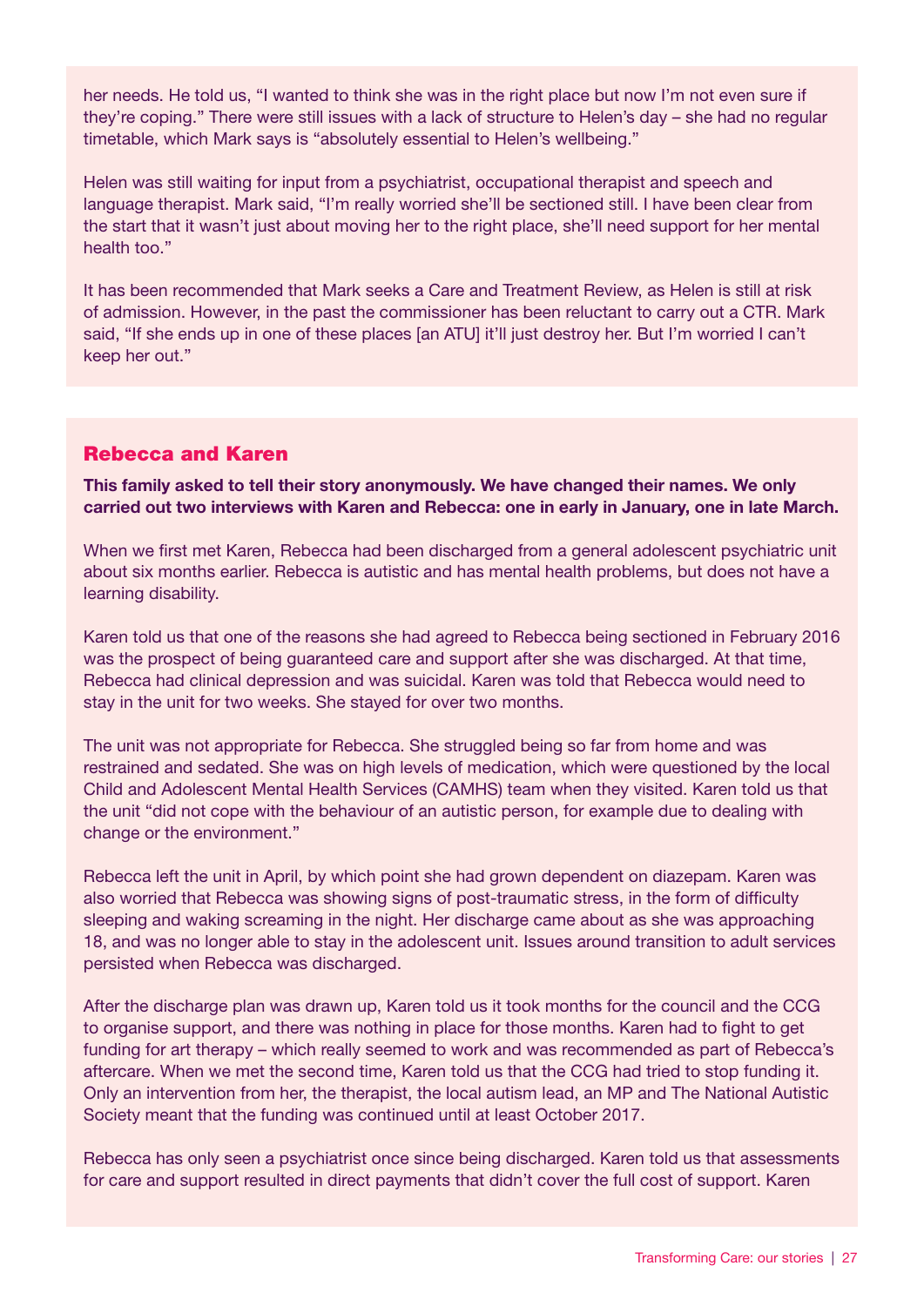her needs. He told us, "I wanted to think she was in the right place but now I'm not even sure if they're coping." There were still issues with a lack of structure to Helen's day – she had no regular timetable, which Mark says is "absolutely essential to Helen's wellbeing."

Helen was still waiting for input from a psychiatrist, occupational therapist and speech and language therapist. Mark said, "I'm really worried she'll be sectioned still. I have been clear from the start that it wasn't just about moving her to the right place, she'll need support for her mental health too."

It has been recommended that Mark seeks a Care and Treatment Review, as Helen is still at risk of admission. However, in the past the commissioner has been reluctant to carry out a CTR. Mark said, "If she ends up in one of these places [an ATU] it'll just destroy her. But I'm worried I can't keep her out."

## Rebecca and Karen

**This family asked to tell their story anonymously. We have changed their names. We only carried out two interviews with Karen and Rebecca: one in early in January, one in late March.**

When we first met Karen, Rebecca had been discharged from a general adolescent psychiatric unit about six months earlier. Rebecca is autistic and has mental health problems, but does not have a learning disability.

Karen told us that one of the reasons she had agreed to Rebecca being sectioned in February 2016 was the prospect of being guaranteed care and support after she was discharged. At that time, Rebecca had clinical depression and was suicidal. Karen was told that Rebecca would need to stay in the unit for two weeks. She stayed for over two months.

The unit was not appropriate for Rebecca. She struggled being so far from home and was restrained and sedated. She was on high levels of medication, which were questioned by the local Child and Adolescent Mental Health Services (CAMHS) team when they visited. Karen told us that the unit "did not cope with the behaviour of an autistic person, for example due to dealing with change or the environment."

Rebecca left the unit in April, by which point she had grown dependent on diazepam. Karen was also worried that Rebecca was showing signs of post-traumatic stress, in the form of difficulty sleeping and waking screaming in the night. Her discharge came about as she was approaching 18, and was no longer able to stay in the adolescent unit. Issues around transition to adult services persisted when Rebecca was discharged.

After the discharge plan was drawn up, Karen told us it took months for the council and the CCG to organise support, and there was nothing in place for those months. Karen had to fight to get funding for art therapy – which really seemed to work and was recommended as part of Rebecca's aftercare. When we met the second time, Karen told us that the CCG had tried to stop funding it. Only an intervention from her, the therapist, the local autism lead, an MP and The National Autistic Society meant that the funding was continued until at least October 2017.

Rebecca has only seen a psychiatrist once since being discharged. Karen told us that assessments for care and support resulted in direct payments that didn't cover the full cost of support. Karen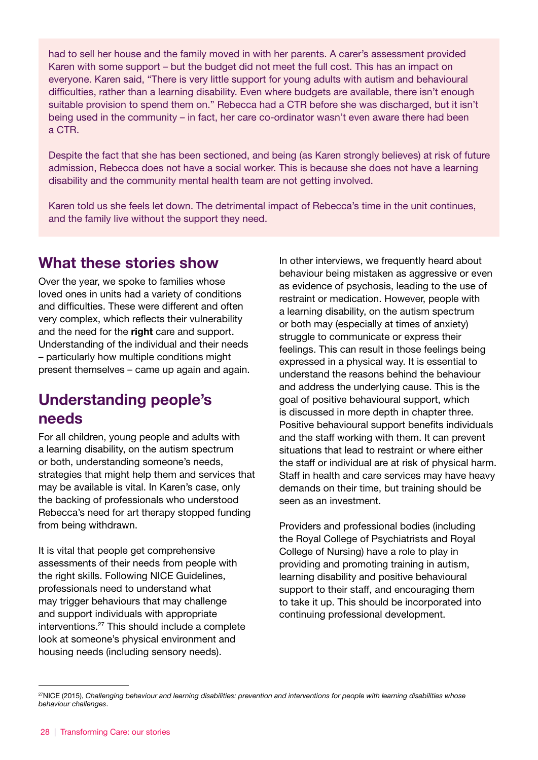had to sell her house and the family moved in with her parents. A carer's assessment provided Karen with some support – but the budget did not meet the full cost. This has an impact on everyone. Karen said, "There is very little support for young adults with autism and behavioural difficulties, rather than a learning disability. Even where budgets are available, there isn't enough suitable provision to spend them on." Rebecca had a CTR before she was discharged, but it isn't being used in the community – in fact, her care co-ordinator wasn't even aware there had been a CTR.

Despite the fact that she has been sectioned, and being (as Karen strongly believes) at risk of future admission, Rebecca does not have a social worker. This is because she does not have a learning disability and the community mental health team are not getting involved.

Karen told us she feels let down. The detrimental impact of Rebecca's time in the unit continues, and the family live without the support they need.

## What these stories show

Over the year, we spoke to families whose loved ones in units had a variety of conditions and difficulties. These were different and often very complex, which reflects their vulnerability and the need for the **right** care and support. Understanding of the individual and their needs – particularly how multiple conditions might present themselves – came up again and again.

## Understanding people's needs

For all children, young people and adults with a learning disability, on the autism spectrum or both, understanding someone's needs, strategies that might help them and services that may be available is vital. In Karen's case, only the backing of professionals who understood Rebecca's need for art therapy stopped funding from being withdrawn.

It is vital that people get comprehensive assessments of their needs from people with the right skills. Following NICE Guidelines, professionals need to understand what may trigger behaviours that may challenge and support individuals with appropriate interventions.[27] This should include a complete look at someone's physical environment and housing needs (including sensory needs).

In other interviews, we frequently heard about behaviour being mistaken as aggressive or even as evidence of psychosis, leading to the use of restraint or medication. However, people with a learning disability, on the autism spectrum or both may (especially at times of anxiety) struggle to communicate or express their feelings. This can result in those feelings being expressed in a physical way. It is essential to understand the reasons behind the behaviour and address the underlying cause. This is the goal of positive behavioural support, which is discussed in more depth in chapter three. Positive behavioural support benefits individuals and the staff working with them. It can prevent situations that lead to restraint or where either the staff or individual are at risk of physical harm. Staff in health and care services may have heavy demands on their time, but training should be seen as an investment.

Providers and professional bodies (including the Royal College of Psychiatrists and Royal College of Nursing) have a role to play in providing and promoting training in autism, learning disability and positive behavioural support to their staff, and encouraging them to take it up. This should be incorporated into continuing professional development.

---

[27] NICE (2015), *Challenging behaviour and learning disabilities: prevention and interventions for people with learning disabilities whose behaviour challenges*.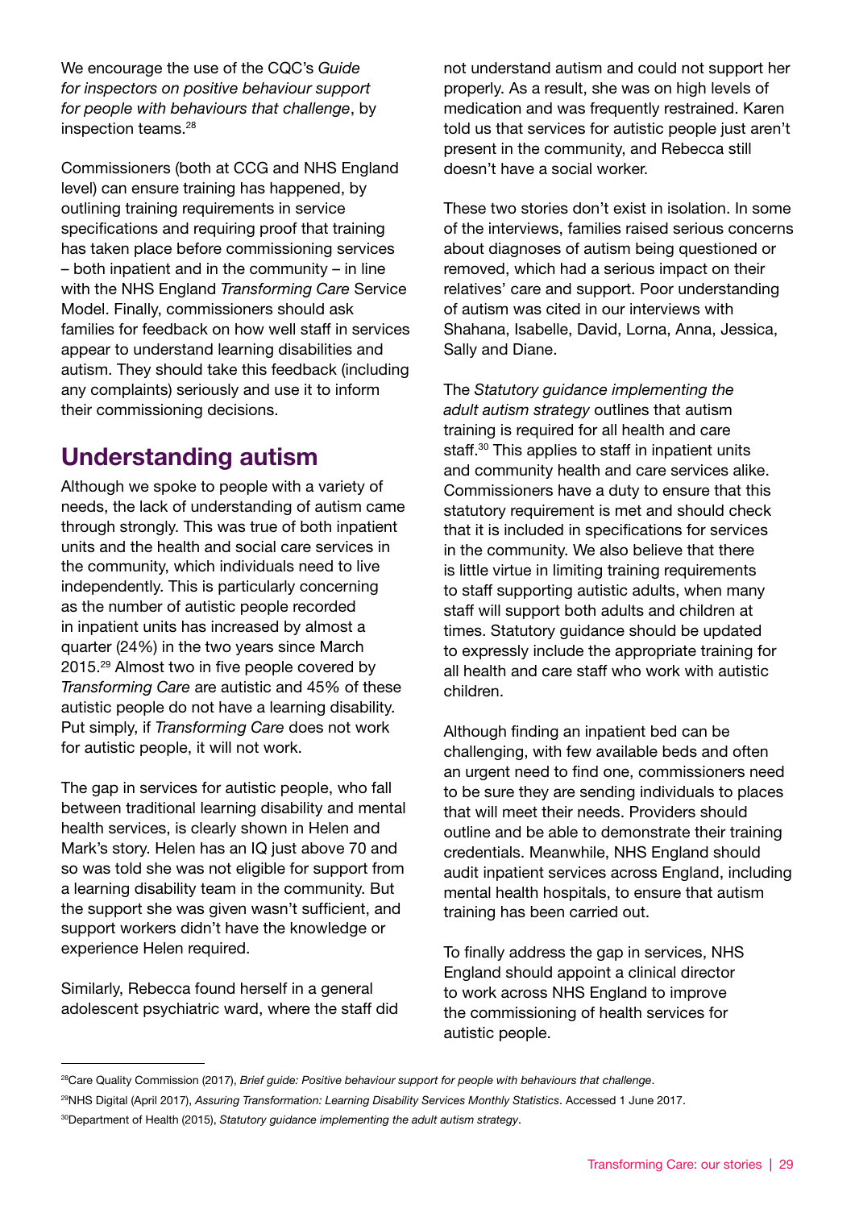We encourage the use of the CQC's *Guide for inspectors on positive behaviour support for people with behaviours that challenge*, by inspection teams.[28]

Commissioners (both at CCG and NHS England level) can ensure training has happened, by outlining training requirements in service specifications and requiring proof that training has taken place before commissioning services – both inpatient and in the community – in line with the NHS England *Transforming Care* Service Model. Finally, commissioners should ask families for feedback on how well staff in services appear to understand learning disabilities and autism. They should take this feedback (including any complaints) seriously and use it to inform their commissioning decisions.

## Understanding autism

Although we spoke to people with a variety of needs, the lack of understanding of autism came through strongly. This was true of both inpatient units and the health and social care services in the community, which individuals need to live independently. This is particularly concerning as the number of autistic people recorded in inpatient units has increased by almost a quarter (24%) in the two years since March 2015.[29] Almost two in five people covered by *Transforming Care* are autistic and 45% of these autistic people do not have a learning disability. Put simply, if *Transforming Care* does not work for autistic people, it will not work.

The gap in services for autistic people, who fall between traditional learning disability and mental health services, is clearly shown in Helen and Mark's story. Helen has an IQ just above 70 and so was told she was not eligible for support from a learning disability team in the community. But the support she was given wasn't sufficient, and support workers didn't have the knowledge or experience Helen required.

Similarly, Rebecca found herself in a general adolescent psychiatric ward, where the staff did not understand autism and could not support her properly. As a result, she was on high levels of medication and was frequently restrained. Karen told us that services for autistic people just aren't present in the community, and Rebecca still doesn't have a social worker.

These two stories don't exist in isolation. In some of the interviews, families raised serious concerns about diagnoses of autism being questioned or removed, which had a serious impact on their relatives' care and support. Poor understanding of autism was cited in our interviews with Shahana, Isabelle, David, Lorna, Anna, Jessica, Sally and Diane.

The *Statutory guidance implementing the adult autism strategy* outlines that autism training is required for all health and care staff.[30] This applies to staff in inpatient units and community health and care services alike. Commissioners have a duty to ensure that this statutory requirement is met and should check that it is included in specifications for services in the community. We also believe that there is little virtue in limiting training requirements to staff supporting autistic adults, when many staff will support both adults and children at times. Statutory guidance should be updated to expressly include the appropriate training for all health and care staff who work with autistic children.

Although finding an inpatient bed can be challenging, with few available beds and often an urgent need to find one, commissioners need to be sure they are sending individuals to places that will meet their needs. Providers should outline and be able to demonstrate their training credentials. Meanwhile, NHS England should audit inpatient services across England, including mental health hospitals, to ensure that autism training has been carried out.

To finally address the gap in services, NHS England should appoint a clinical director to work across NHS England to improve the commissioning of health services for autistic people.

---

[28] Care Quality Commission (2017), *Brief guide: Positive behaviour support for people with behaviours that challenge*.

[29] NHS Digital (April 2017), *Assuring Transformation: Learning Disability Services Monthly Statistics*. Accessed 1 June 2017.

[30] Department of Health (2015), *Statutory guidance implementing the adult autism strategy*.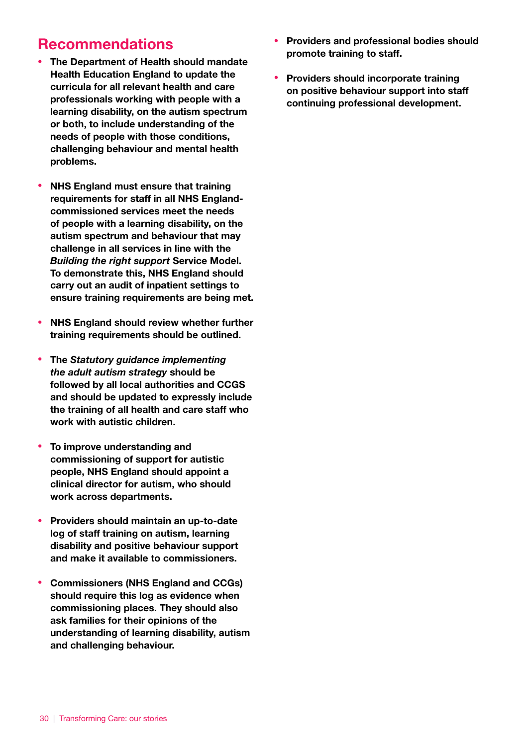## Recommendations

- **The Department of Health should mandate Health Education England to update the curricula for all relevant health and care professionals working with people with a learning disability, on the autism spectrum or both, to include understanding of the needs of people with those conditions, challenging behaviour and mental health problems.**

- **NHS England must ensure that training requirements for staff in all NHS England-commissioned services meet the needs of people with a learning disability, on the autism spectrum and behaviour that may challenge in all services in line with the *Building the right support* Service Model. To demonstrate this, NHS England should carry out an audit of inpatient settings to ensure training requirements are being met.**

- **NHS England should review whether further training requirements should be outlined.**

- **The *Statutory guidance implementing the adult autism strategy* should be followed by all local authorities and CCGS and should be updated to expressly include the training of all health and care staff who work with autistic children.**

- **To improve understanding and commissioning of support for autistic people, NHS England should appoint a clinical director for autism, who should work across departments.**

- **Providers should maintain an up-to-date log of staff training on autism, learning disability and positive behaviour support and make it available to commissioners.**

- **Commissioners (NHS England and CCGs) should require this log as evidence when commissioning places. They should also ask families for their opinions of the understanding of learning disability, autism and challenging behaviour.**

- **Providers and professional bodies should promote training to staff.**

- **Providers should incorporate training on positive behaviour support into staff continuing professional development.**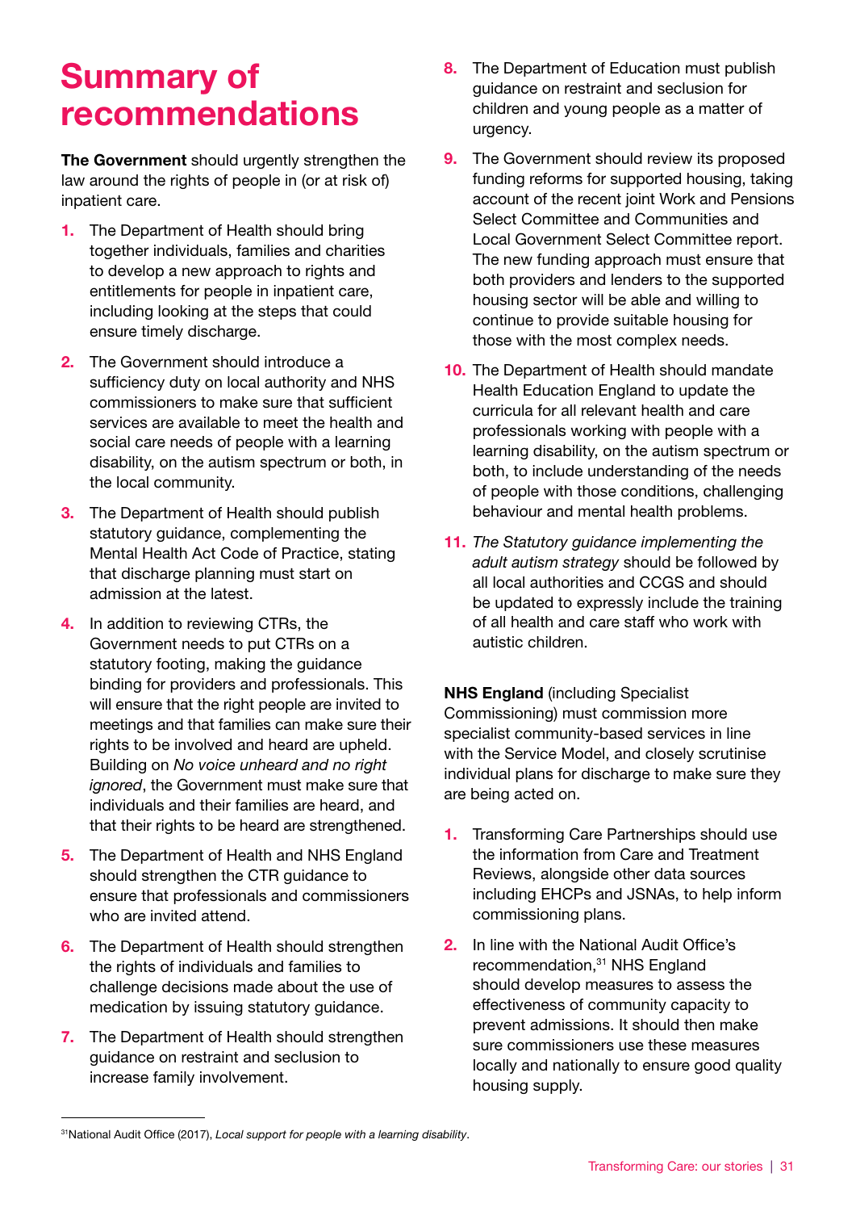# Summary of recommendations

**The Government** should urgently strengthen the law around the rights of people in (or at risk of) inpatient care.

1. The Department of Health should bring together individuals, families and charities to develop a new approach to rights and entitlements for people in inpatient care, including looking at the steps that could ensure timely discharge.
2. The Government should introduce a sufficiency duty on local authority and NHS commissioners to make sure that sufficient services are available to meet the health and social care needs of people with a learning disability, on the autism spectrum or both, in the local community.
3. The Department of Health should publish statutory guidance, complementing the Mental Health Act Code of Practice, stating that discharge planning must start on admission at the latest.
4. In addition to reviewing CTRs, the Government needs to put CTRs on a statutory footing, making the guidance binding for providers and professionals. This will ensure that the right people are invited to meetings and that families can make sure their rights to be involved and heard are upheld. Building on *No voice unheard and no right ignored*, the Government must make sure that individuals and their families are heard, and that their rights to be heard are strengthened.
5. The Department of Health and NHS England should strengthen the CTR guidance to ensure that professionals and commissioners who are invited attend.
6. The Department of Health should strengthen the rights of individuals and families to challenge decisions made about the use of medication by issuing statutory guidance.
7. The Department of Health should strengthen guidance on restraint and seclusion to increase family involvement.
8. The Department of Education must publish guidance on restraint and seclusion for children and young people as a matter of urgency.
9. The Government should review its proposed funding reforms for supported housing, taking account of the recent joint Work and Pensions Select Committee and Communities and Local Government Select Committee report. The new funding approach must ensure that both providers and lenders to the supported housing sector will be able and willing to continue to provide suitable housing for those with the most complex needs.
10. The Department of Health should mandate Health Education England to update the curricula for all relevant health and care professionals working with people with a learning disability, on the autism spectrum or both, to include understanding of the needs of people with those conditions, challenging behaviour and mental health problems.
11. *The Statutory guidance implementing the adult autism strategy* should be followed by all local authorities and CCGS and should be updated to expressly include the training of all health and care staff who work with autistic children.

**NHS England** (including Specialist Commissioning) must commission more specialist community-based services in line with the Service Model, and closely scrutinise individual plans for discharge to make sure they are being acted on.

1. Transforming Care Partnerships should use the information from Care and Treatment Reviews, alongside other data sources including EHCPs and JSNAs, to help inform commissioning plans.
2. In line with the National Audit Office's recommendation,[31] NHS England should develop measures to assess the effectiveness of community capacity to prevent admissions. It should then make sure commissioners use these measures locally and nationally to ensure good quality housing supply.

[31] National Audit Office (2017), *Local support for people with a learning disability*.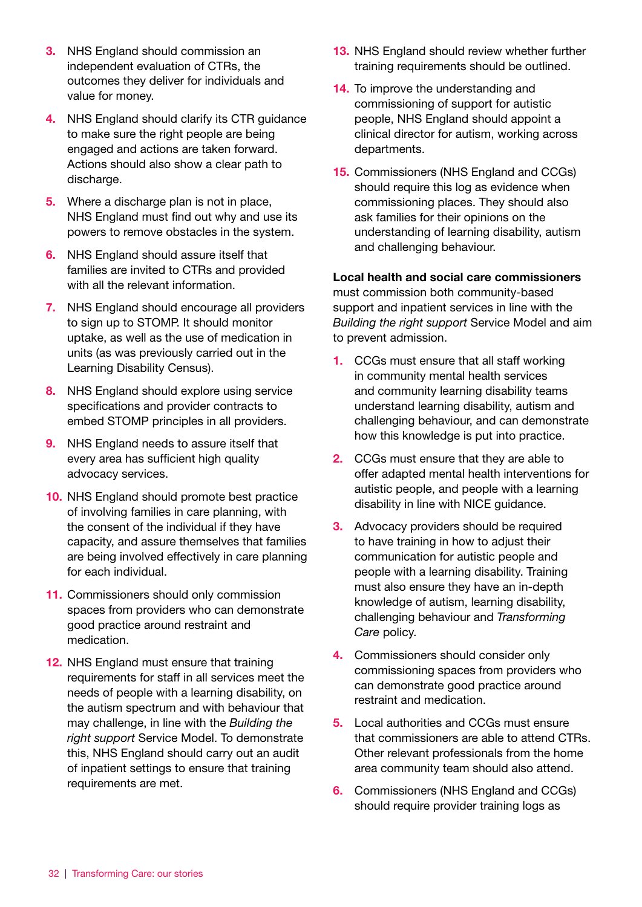3. NHS England should commission an independent evaluation of CTRs, the outcomes they deliver for individuals and value for money.
4. NHS England should clarify its CTR guidance to make sure the right people are being engaged and actions are taken forward. Actions should also show a clear path to discharge.
5. Where a discharge plan is not in place, NHS England must find out why and use its powers to remove obstacles in the system.
6. NHS England should assure itself that families are invited to CTRs and provided with all the relevant information.
7. NHS England should encourage all providers to sign up to STOMP. It should monitor uptake, as well as the use of medication in units (as was previously carried out in the Learning Disability Census).
8. NHS England should explore using service specifications and provider contracts to embed STOMP principles in all providers.
9. NHS England needs to assure itself that every area has sufficient high quality advocacy services.
10. NHS England should promote best practice of involving families in care planning, with the consent of the individual if they have capacity, and assure themselves that families are being involved effectively in care planning for each individual.
11. Commissioners should only commission spaces from providers who can demonstrate good practice around restraint and medication.
12. NHS England must ensure that training requirements for staff in all services meet the needs of people with a learning disability, on the autism spectrum and with behaviour that may challenge, in line with the *Building the right support* Service Model. To demonstrate this, NHS England should carry out an audit of inpatient settings to ensure that training requirements are met.
13. NHS England should review whether further training requirements should be outlined.
14. To improve the understanding and commissioning of support for autistic people, NHS England should appoint a clinical director for autism, working across departments.
15. Commissioners (NHS England and CCGs) should require this log as evidence when commissioning places. They should also ask families for their opinions on the understanding of learning disability, autism and challenging behaviour.

**Local health and social care commissioners** must commission both community-based support and inpatient services in line with the *Building the right support* Service Model and aim to prevent admission.

1. CCGs must ensure that all staff working in community mental health services and community learning disability teams understand learning disability, autism and challenging behaviour, and can demonstrate how this knowledge is put into practice.
2. CCGs must ensure that they are able to offer adapted mental health interventions for autistic people, and people with a learning disability in line with NICE guidance.
3. Advocacy providers should be required to have training in how to adjust their communication for autistic people and people with a learning disability. Training must also ensure they have an in-depth knowledge of autism, learning disability, challenging behaviour and *Transforming Care* policy.
4. Commissioners should consider only commissioning spaces from providers who can demonstrate good practice around restraint and medication.
5. Local authorities and CCGs must ensure that commissioners are able to attend CTRs. Other relevant professionals from the home area community team should also attend.
6. Commissioners (NHS England and CCGs) should require provider training logs as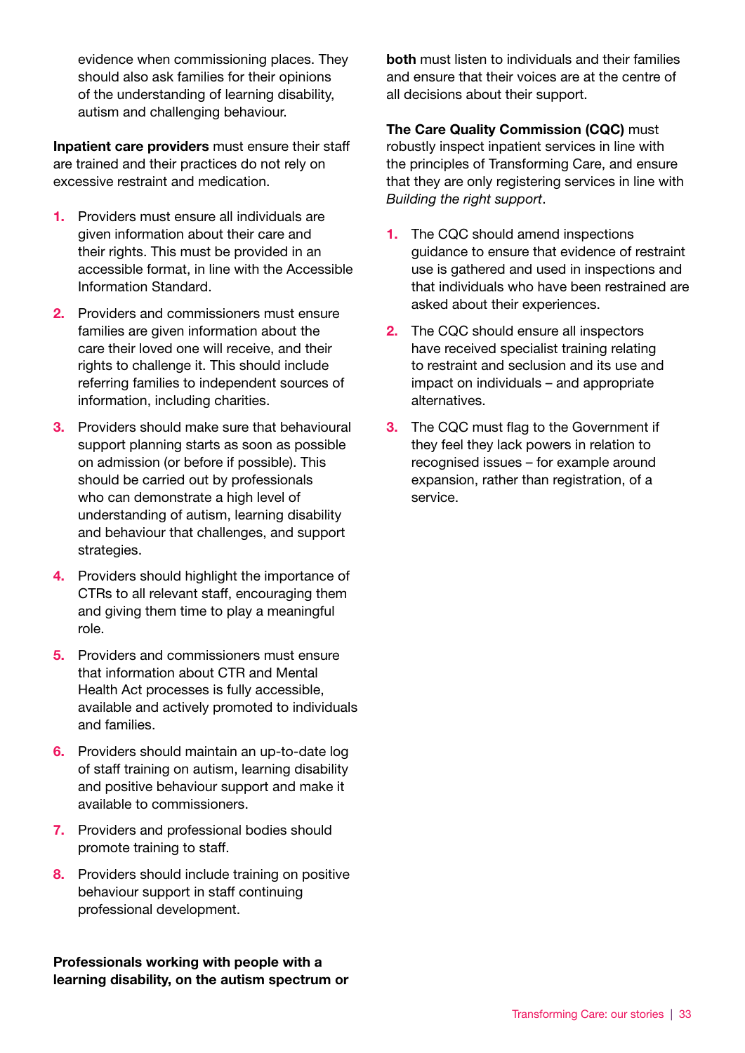evidence when commissioning places. They should also ask families for their opinions of the understanding of learning disability, autism and challenging behaviour.

**Inpatient care providers** must ensure their staff are trained and their practices do not rely on excessive restraint and medication.

1. Providers must ensure all individuals are given information about their care and their rights. This must be provided in an accessible format, in line with the Accessible Information Standard.
2. Providers and commissioners must ensure families are given information about the care their loved one will receive, and their rights to challenge it. This should include referring families to independent sources of information, including charities.
3. Providers should make sure that behavioural support planning starts as soon as possible on admission (or before if possible). This should be carried out by professionals who can demonstrate a high level of understanding of autism, learning disability and behaviour that challenges, and support strategies.
4. Providers should highlight the importance of CTRs to all relevant staff, encouraging them and giving them time to play a meaningful role.
5. Providers and commissioners must ensure that information about CTR and Mental Health Act processes is fully accessible, available and actively promoted to individuals and families.
6. Providers should maintain an up-to-date log of staff training on autism, learning disability and positive behaviour support and make it available to commissioners.
7. Providers and professional bodies should promote training to staff.
8. Providers should include training on positive behaviour support in staff continuing professional development.

**Professionals working with people with a learning disability, on the autism spectrum or both** must listen to individuals and their families and ensure that their voices are at the centre of all decisions about their support.

**The Care Quality Commission (CQC)** must robustly inspect inpatient services in line with the principles of Transforming Care, and ensure that they are only registering services in line with *Building the right support*.

1. The CQC should amend inspections guidance to ensure that evidence of restraint use is gathered and used in inspections and that individuals who have been restrained are asked about their experiences.
2. The CQC should ensure all inspectors have received specialist training relating to restraint and seclusion and its use and impact on individuals – and appropriate alternatives.
3. The CQC must flag to the Government if they feel they lack powers in relation to recognised issues – for example around expansion, rather than registration, of a service.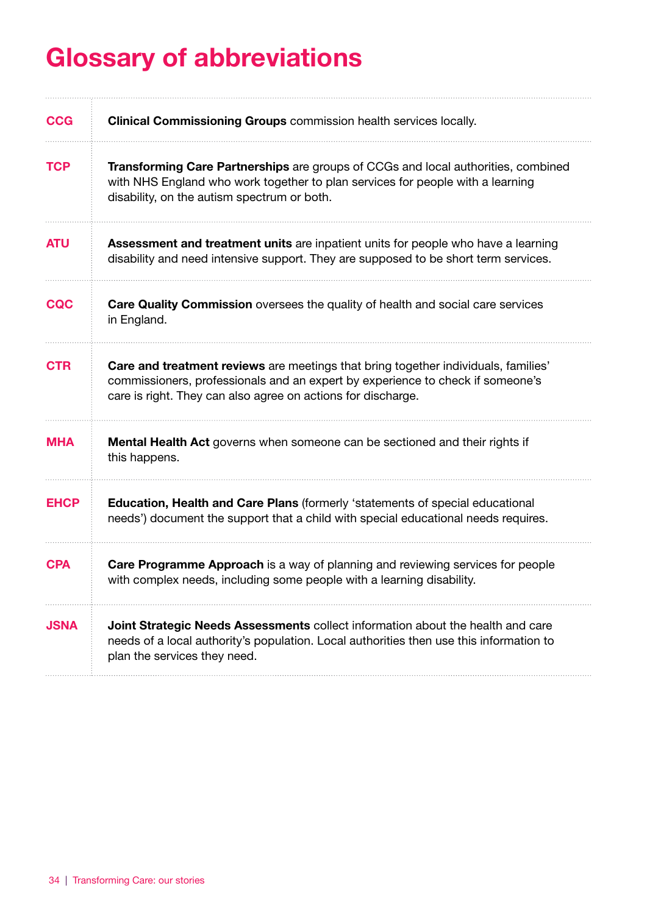# Glossary of abbreviations

| | |
|---|---|
| **CCG** | **Clinical Commissioning Groups** commission health services locally. |
| **TCP** | **Transforming Care Partnerships** are groups of CCGs and local authorities, combined with NHS England who work together to plan services for people with a learning disability, on the autism spectrum or both. |
| **ATU** | **Assessment and treatment units** are inpatient units for people who have a learning disability and need intensive support. They are supposed to be short term services. |
| **CQC** | **Care Quality Commission** oversees the quality of health and social care services in England. |
| **CTR** | **Care and treatment reviews** are meetings that bring together individuals, families' commissioners, professionals and an expert by experience to check if someone's care is right. They can also agree on actions for discharge. |
| **MHA** | **Mental Health Act** governs when someone can be sectioned and their rights if this happens. |
| **EHCP** | **Education, Health and Care Plans** (formerly 'statements of special educational needs') document the support that a child with special educational needs requires. |
| **CPA** | **Care Programme Approach** is a way of planning and reviewing services for people with complex needs, including some people with a learning disability. |
| **JSNA** | **Joint Strategic Needs Assessments** collect information about the health and care needs of a local authority's population. Local authorities then use this information to plan the services they need. |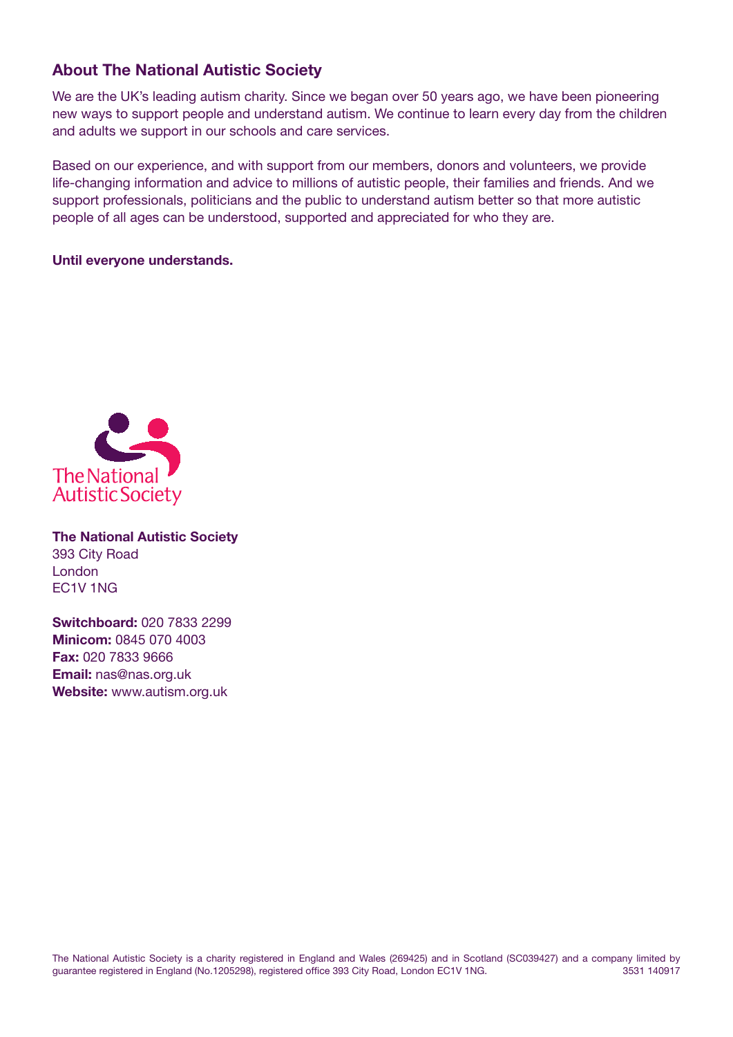## About The National Autistic Society

We are the UK's leading autism charity. Since we began over 50 years ago, we have been pioneering new ways to support people and understand autism. We continue to learn every day from the children and adults we support in our schools and care services.

Based on our experience, and with support from our members, donors and volunteers, we provide life-changing information and advice to millions of autistic people, their families and friends. And we support professionals, politicians and the public to understand autism better so that more autistic people of all ages can be understood, supported and appreciated for who they are.

**Until everyone understands.**

The National Autistic Society

**The National Autistic Society**
393 City Road
London
EC1V 1NG

**Switchboard:** 020 7833 2299
**Minicom:** 0845 070 4003
**Fax:** 020 7833 9666
**Email:** nas@nas.org.uk
**Website:** www.autism.org.uk

The National Autistic Society is a charity registered in England and Wales (269425) and in Scotland (SC039427) and a company limited by guarantee registered in England (No.1205298), registered office 393 City Road, London EC1V 1NG. 3531 140917